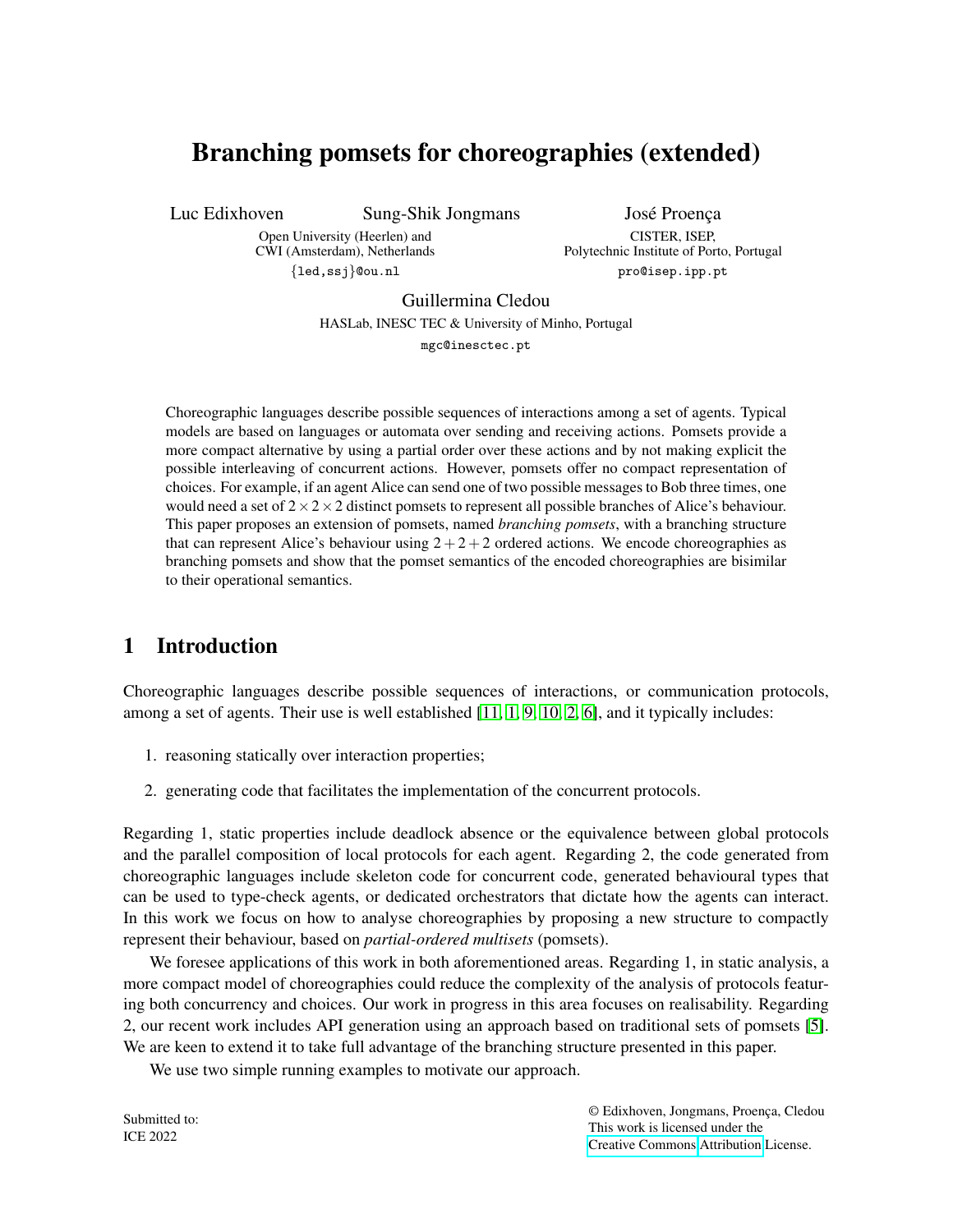# Branching pomsets for choreographies (extended)

Luc Edixhoven Sung-Shik Jongmans
Open University (Heerlen) and
CWI (Amsterdam), Netherlands
{led,ssj}@ou.nl

José Proença
CISTER, ISEP,
Polytechnic Institute of Porto, Portugal
pro@isep.ipp.pt

Guillermina Cledou
HASLab, INESC TEC & University of Minho, Portugal
mgc@inesctec.pt

Choreographic languages describe possible sequences of interactions among a set of agents. Typical models are based on languages or automata over sending and receiving actions. Pomsets provide a more compact alternative by using a partial order over these actions and by not making explicit the possible interleaving of concurrent actions. However, pomsets offer no compact representation of choices. For example, if an agent Alice can send one of two possible messages to Bob three times, one would need a set of $2 \times 2 \times 2$ distinct pomsets to represent all possible branches of Alice's behaviour. This paper proposes an extension of pomsets, named *branching pomsets*, with a branching structure that can represent Alice's behaviour using $2+2+2$ ordered actions. We encode choreographies as branching pomsets and show that the pomset semantics of the encoded choreographies are bisimilar to their operational semantics.

## 1 Introduction

Choreographic languages describe possible sequences of interactions, or communication protocols, among a set of agents. Their use is well established [11, 1, 9, 10, 2, 6], and it typically includes:

1. reasoning statically over interaction properties;
2. generating code that facilitates the implementation of the concurrent protocols.

Regarding 1, static properties include deadlock absence or the equivalence between global protocols and the parallel composition of local protocols for each agent. Regarding 2, the code generated from choreographic languages include skeleton code for concurrent code, generated behavioural types that can be used to type-check agents, or dedicated orchestrators that dictate how the agents can interact. In this work we focus on how to analyse choreographies by proposing a new structure to compactly represent their behaviour, based on *partial-ordered multisets* (pomsets).

We foresee applications of this work in both aforementioned areas. Regarding 1, in static analysis, a more compact model of choreographies could reduce the complexity of the analysis of protocols featuring both concurrency and choices. Our work in progress in this area focuses on realisability. Regarding 2, our recent work includes API generation using an approach based on traditional sets of pomsets [5]. We are keen to extend it to take full advantage of the branching structure presented in this paper.

We use two simple running examples to motivate our approach.

Submitted to:
ICE 2022

© Edixhoven, Jongmans, Proença, Cledou
This work is licensed under the
Creative Commons Attribution License.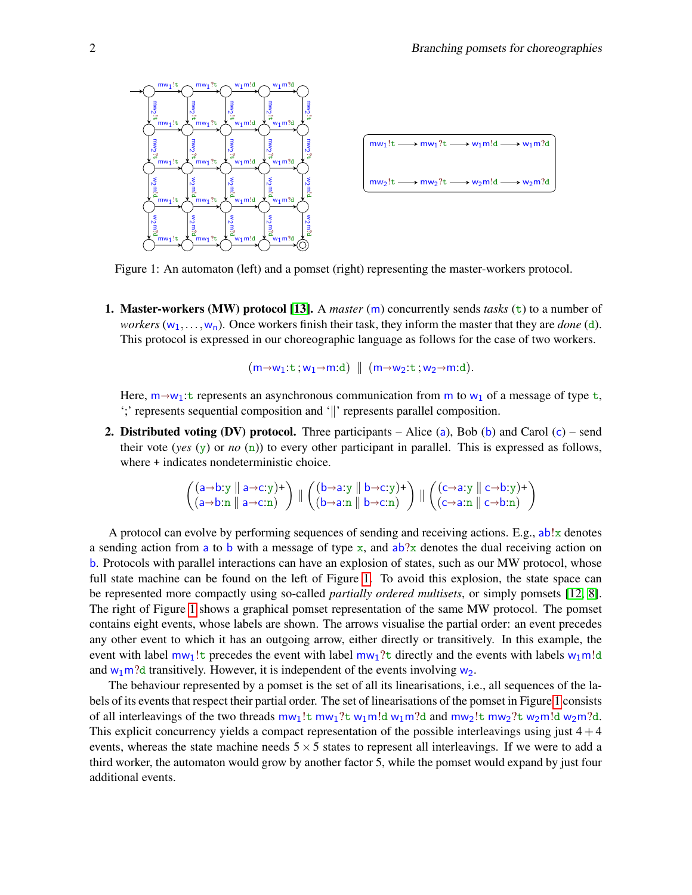Figure 1: An automaton (left) and a pomset (right) representing the master-workers protocol.

1. **Master-workers (MW) protocol [13].** A *master* (m) concurrently sends *tasks* (t) to a number of *workers* ($w_1, \dots, w_n$). Once workers finish their task, they inform the master that they are *done* (d). This protocol is expressed in our choreographic language as follows for the case of two workers.

$$(m{\rightarrow}w_1{:}t\,;w_1{\rightarrow}m{:}d) \;\|\; (m{\rightarrow}w_2{:}t\,;w_2{\rightarrow}m{:}d).$$

   Here, $m{\rightarrow}w_1{:}t$ represents an asynchronous communication from m to $w_1$ of a message of type t, ';' represents sequential composition and '$\|$' represents parallel composition.

2. **Distributed voting (DV) protocol.** Three participants – Alice (a), Bob (b) and Carol (c) – send their vote (*yes* (y) or *no* (n)) to every other participant in parallel. This is expressed as follows, where + indicates nondeterministic choice.

$$\begin{pmatrix}(a{\rightarrow}b{:}y \;\|\; a{\rightarrow}c{:}y)+\\(a{\rightarrow}b{:}n \;\|\; a{\rightarrow}c{:}n)\end{pmatrix} \;\|\; \begin{pmatrix}(b{\rightarrow}a{:}y \;\|\; b{\rightarrow}c{:}y)+\\(b{\rightarrow}a{:}n \;\|\; b{\rightarrow}c{:}n)\end{pmatrix} \;\|\; \begin{pmatrix}(c{\rightarrow}a{:}y \;\|\; c{\rightarrow}b{:}y)+\\(c{\rightarrow}a{:}n \;\|\; c{\rightarrow}b{:}n)\end{pmatrix}$$

A protocol can evolve by performing sequences of sending and receiving actions. E.g., ab!x denotes a sending action from a to b with a message of type x, and ab?x denotes the dual receiving action on b. Protocols with parallel interactions can have an explosion of states, such as our MW protocol, whose full state machine can be found on the left of Figure 1. To avoid this explosion, the state space can be represented more compactly using so-called *partially ordered multisets*, or simply pomsets [12, 8]. The right of Figure 1 shows a graphical pomset representation of the same MW protocol. The pomset contains eight events, whose labels are shown. The arrows visualise the partial order: an event precedes any other event to which it has an outgoing arrow, either directly or transitively. In this example, the event with label $mw_1!t$ precedes the event with label $mw_1?t$ directly and the events with labels $w_1m!d$ and $w_1m?d$ transitively. However, it is independent of the events involving $w_2$.

The behaviour represented by a pomset is the set of all its linearisations, i.e., all sequences of the labels of its events that respect their partial order. The set of linearisations of the pomset in Figure 1 consists of all interleavings of the two threads $mw_1!t$ $mw_1?t$ $w_1m!d$ $w_1m?d$ and $mw_2!t$ $mw_2?t$ $w_2m!d$ $w_2m?d$. This explicit concurrency yields a compact representation of the possible interleavings using just $4+4$ events, whereas the state machine needs $5 \times 5$ states to represent all interleavings. If we were to add a third worker, the automaton would grow by another factor 5, while the pomset would expand by just four additional events.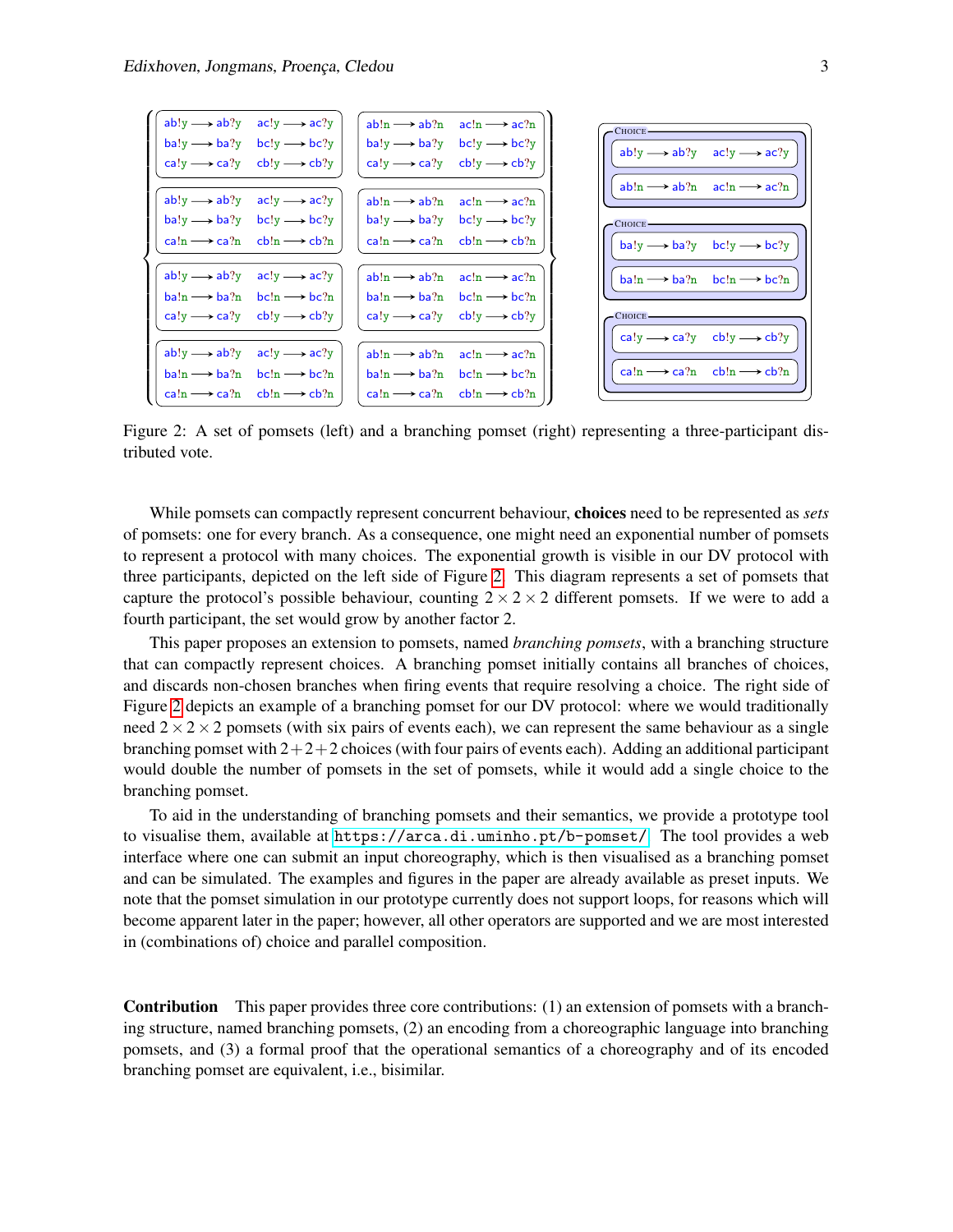Figure 2: A set of pomsets (left) and a branching pomset (right) representing a three-participant distributed vote.

While pomsets can compactly represent concurrent behaviour, **choices** need to be represented as *sets* of pomsets: one for every branch. As a consequence, one might need an exponential number of pomsets to represent a protocol with many choices. The exponential growth is visible in our DV protocol with three participants, depicted on the left side of Figure 2. This diagram represents a set of pomsets that capture the protocol's possible behaviour, counting $2 \times 2 \times 2$ different pomsets. If we were to add a fourth participant, the set would grow by another factor 2.

This paper proposes an extension to pomsets, named *branching pomsets*, with a branching structure that can compactly represent choices. A branching pomset initially contains all branches of choices, and discards non-chosen branches when firing events that require resolving a choice. The right side of Figure 2 depicts an example of a branching pomset for our DV protocol: where we would traditionally need $2 \times 2 \times 2$ pomsets (with six pairs of events each), we can represent the same behaviour as a single branching pomset with $2+2+2$ choices (with four pairs of events each). Adding an additional participant would double the number of pomsets in the set of pomsets, while it would add a single choice to the branching pomset.

To aid in the understanding of branching pomsets and their semantics, we provide a prototype tool to visualise them, available at https://arca.di.uminho.pt/b-pomset/. The tool provides a web interface where one can submit an input choreography, which is then visualised as a branching pomset and can be simulated. The examples and figures in the paper are already available as preset inputs. We note that the pomset simulation in our prototype currently does not support loops, for reasons which will become apparent later in the paper; however, all other operators are supported and we are most interested in (combinations of) choice and parallel composition.

**Contribution** This paper provides three core contributions: (1) an extension of pomsets with a branching structure, named branching pomsets, (2) an encoding from a choreographic language into branching pomsets, and (3) a formal proof that the operational semantics of a choreography and of its encoded branching pomset are equivalent, i.e., bisimilar.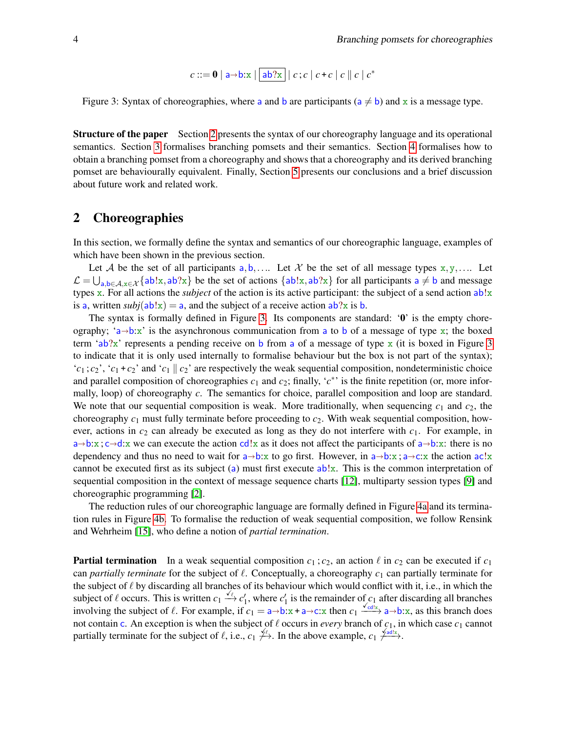$$c ::= \mathbf{0} \mid \mathsf{a}{\to}\mathsf{b}{:}\mathsf{x} \mid \boxed{\mathsf{ab?x}} \mid c\,;c \mid c + c \mid c \parallel c \mid c^*$$

Figure 3: Syntax of choreographies, where $\mathsf{a}$ and $\mathsf{b}$ are participants ($\mathsf{a} \neq \mathsf{b}$) and $\mathsf{x}$ is a message type.

**Structure of the paper** Section 2 presents the syntax of our choreography language and its operational semantics. Section 3 formalises branching pomsets and their semantics. Section 4 formalises how to obtain a branching pomset from a choreography and shows that a choreography and its derived branching pomset are behaviourally equivalent. Finally, Section 5 presents our conclusions and a brief discussion about future work and related work.

## 2 Choreographies

In this section, we formally define the syntax and semantics of our choreographic language, examples of which have been shown in the previous section.

Let $\mathcal{A}$ be the set of all participants $\mathsf{a}, \mathsf{b}, \ldots$. Let $\mathcal{X}$ be the set of all message types $\mathsf{x}, \mathsf{y}, \ldots$. Let $\mathcal{L} = \bigcup_{\mathsf{a},\mathsf{b} \in \mathcal{A}, \mathsf{x} \in \mathcal{X}} \{\mathsf{ab!x}, \mathsf{ab?x}\}$ be the set of actions $\{\mathsf{ab!x}, \mathsf{ab?x}\}$ for all participants $\mathsf{a} \neq \mathsf{b}$ and message types $\mathsf{x}$. For all actions the *subject* of the action is its active participant: the subject of a send action $\mathsf{ab!x}$ is $\mathsf{a}$, written $subj(\mathsf{ab!x}) = \mathsf{a}$, and the subject of a receive action $\mathsf{ab?x}$ is $\mathsf{b}$.

The syntax is formally defined in Figure 3. Its components are standard: '$\mathbf{0}$' is the empty choreography; '$\mathsf{a}{\to}\mathsf{b}{:}\mathsf{x}$' is the asynchronous communication from $\mathsf{a}$ to $\mathsf{b}$ of a message of type $\mathsf{x}$; the boxed term '$\mathsf{ab?x}$' represents a pending receive on $\mathsf{b}$ from $\mathsf{a}$ of a message of type $\mathsf{x}$ (it is boxed in Figure 3 to indicate that it is only used internally to formalise behaviour but the box is not part of the syntax); '$c_1\,;c_2$', '$c_1 + c_2$' and '$c_1 \parallel c_2$' are respectively the weak sequential composition, nondeterministic choice and parallel composition of choreographies $c_1$ and $c_2$; finally, '$c^*$' is the finite repetition (or, more informally, loop) of choreography $c$. The semantics for choice, parallel composition and loop are standard. We note that our sequential composition is weak. More traditionally, when sequencing $c_1$ and $c_2$, the choreography $c_1$ must fully terminate before proceeding to $c_2$. With weak sequential composition, however, actions in $c_2$ can already be executed as long as they do not interfere with $c_1$. For example, in $\mathsf{a}{\to}\mathsf{b}{:}\mathsf{x}\,;\mathsf{c}{\to}\mathsf{d}{:}\mathsf{x}$ we can execute the action $\mathsf{cd!x}$ as it does not affect the participants of $\mathsf{a}{\to}\mathsf{b}{:}\mathsf{x}$: there is no dependency and thus no need to wait for $\mathsf{a}{\to}\mathsf{b}{:}\mathsf{x}$ to go first. However, in $\mathsf{a}{\to}\mathsf{b}{:}\mathsf{x}\,;\mathsf{a}{\to}\mathsf{c}{:}\mathsf{x}$ the action $\mathsf{ac!x}$ cannot be executed first as its subject ($\mathsf{a}$) must first execute $\mathsf{ab!x}$. This is the common interpretation of sequential composition in the context of message sequence charts [12], multiparty session types [9] and choreographic programming [2].

The reduction rules of our choreographic language are formally defined in Figure 4a and its termination rules in Figure 4b. To formalise the reduction of weak sequential composition, we follow Rensink and Wehrheim [15], who define a notion of *partial termination*.

**Partial termination** In a weak sequential composition $c_1\,;c_2$, an action $\ell$ in $c_2$ can be executed if $c_1$ can *partially terminate* for the subject of $\ell$. Conceptually, a choreography $c_1$ can partially terminate for the subject of $\ell$ by discarding all branches of its behaviour which would conflict with it, i.e., in which the subject of $\ell$ occurs. This is written $c_1 \xrightarrow{\checkmark_\ell} c_1'$, where $c_1'$ is the remainder of $c_1$ after discarding all branches involving the subject of $\ell$. For example, if $c_1 = \mathsf{a}{\to}\mathsf{b}{:}\mathsf{x} + \mathsf{a}{\to}\mathsf{c}{:}\mathsf{x}$ then $c_1 \xrightarrow{\checkmark_{\mathsf{cd!x}}} \mathsf{a}{\to}\mathsf{b}{:}\mathsf{x}$, as this branch does not contain $\mathsf{c}$. An exception is when the subject of $\ell$ occurs in *every* branch of $c_1$, in which case $c_1$ cannot partially terminate for the subject of $\ell$, i.e., $c_1 \not\xrightarrow{\checkmark_\ell}$. In the above example, $c_1 \not\xrightarrow{\checkmark_{\mathsf{ad!x}}}$.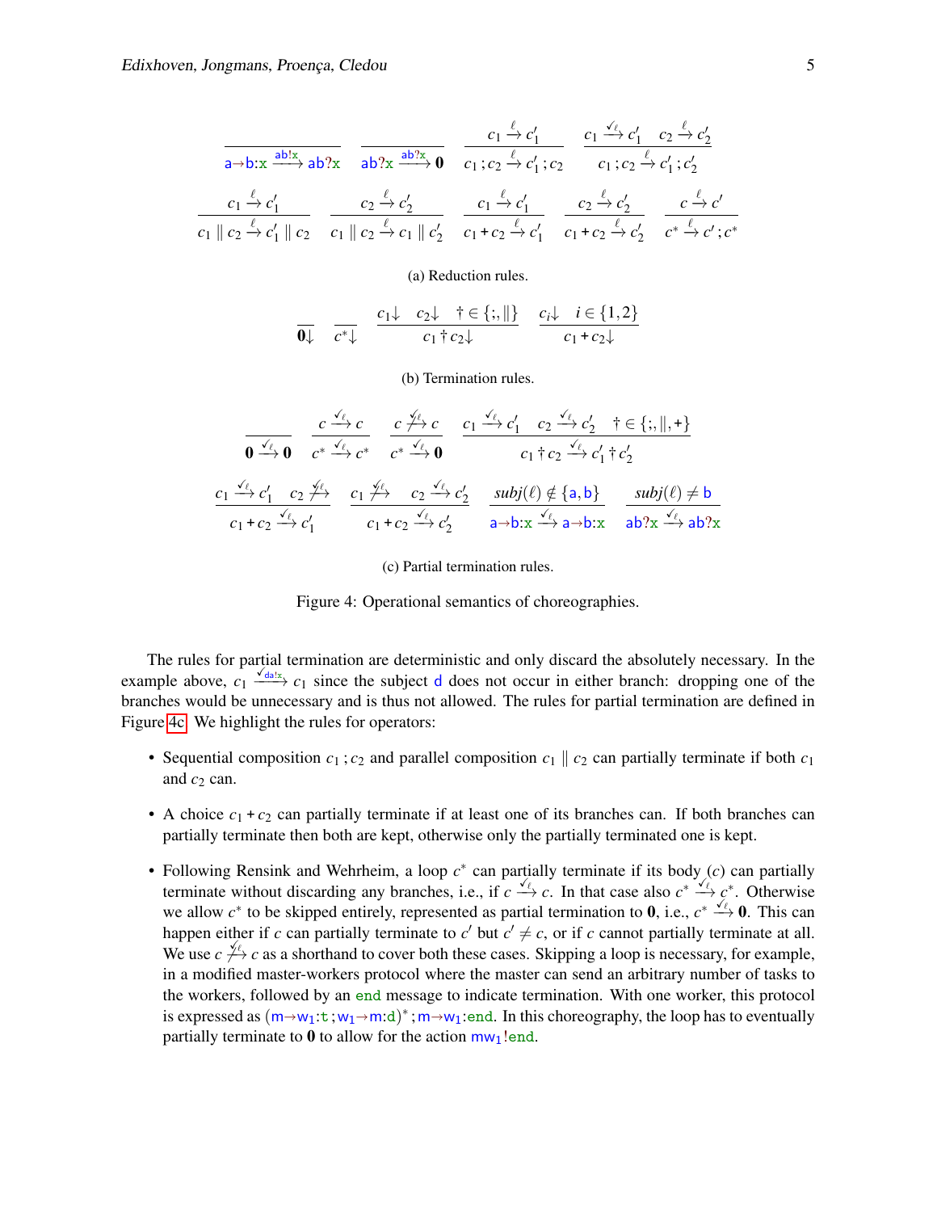$$\frac{}{\mathsf{a{\rightarrow}b{:}x} \xrightarrow{\mathsf{ab!x}} \mathsf{ab?x}} \qquad \frac{}{\mathsf{ab?x} \xrightarrow{\mathsf{ab?x}} \mathbf{0}} \qquad \frac{c_1 \xrightarrow{\ell} c_1'}{c_1 \,;c_2 \xrightarrow{\ell} c_1' \,; c_2} \qquad \frac{c_1 \xrightarrow{\checkmark_\ell} c_1' \quad c_2 \xrightarrow{\ell} c_2'}{c_1 \,; c_2 \xrightarrow{\ell} c_1' \,; c_2'}$$

$$\frac{c_1 \xrightarrow{\ell} c_1'}{c_1 \parallel c_2 \xrightarrow{\ell} c_1' \parallel c_2} \qquad \frac{c_2 \xrightarrow{\ell} c_2'}{c_1 \parallel c_2 \xrightarrow{\ell} c_1 \parallel c_2'} \qquad \frac{c_1 \xrightarrow{\ell} c_1'}{c_1 + c_2 \xrightarrow{\ell} c_1'} \qquad \frac{c_2 \xrightarrow{\ell} c_2'}{c_1 + c_2 \xrightarrow{\ell} c_2'} \qquad \frac{c \xrightarrow{\ell} c'}{c^* \xrightarrow{\ell} c' \,; c^*}$$

(a) Reduction rules.

$$\frac{}{\mathbf{0}\downarrow} \qquad \frac{}{c^*\downarrow} \qquad \frac{c_1\downarrow \quad c_2\downarrow \quad \dagger \in \{;, \parallel\}}{c_1 \dagger c_2 \downarrow} \qquad \frac{c_i\downarrow \quad i \in \{1,2\}}{c_1 + c_2\downarrow}$$

(b) Termination rules.

$$\frac{}{\mathbf{0} \xrightarrow{\checkmark_\ell} \mathbf{0}} \qquad \frac{c \xrightarrow{\checkmark_\ell} c}{c^* \xrightarrow{\checkmark_\ell} c^*} \qquad \frac{c \not\xrightarrow{\checkmark_\ell} c}{c^* \xrightarrow{\checkmark_\ell} \mathbf{0}} \qquad \frac{c_1 \xrightarrow{\checkmark_\ell} c_1' \quad c_2 \xrightarrow{\checkmark_\ell} c_2' \quad \dagger \in \{;, \parallel, +\}}{c_1 \dagger c_2 \xrightarrow{\checkmark_\ell} c_1' \dagger c_2'}$$

$$\frac{c_1 \xrightarrow{\checkmark_\ell} c_1' \quad c_2 \not\xrightarrow{\checkmark_\ell}}{c_1 + c_2 \xrightarrow{\checkmark_\ell} c_1'} \qquad \frac{c_1 \not\xrightarrow{\checkmark_\ell} \quad c_2 \xrightarrow{\checkmark_\ell} c_2'}{c_1 + c_2 \xrightarrow{\checkmark_\ell} c_2'} \qquad \frac{\mathit{subj}(\ell) \notin \{\mathsf{a}, \mathsf{b}\}}{\mathsf{a{\rightarrow}b{:}x} \xrightarrow{\checkmark_\ell} \mathsf{a{\rightarrow}b{:}x}} \qquad \frac{\mathit{subj}(\ell) \neq \mathsf{b}}{\mathsf{ab?x} \xrightarrow{\checkmark_\ell} \mathsf{ab?x}}$$

(c) Partial termination rules.

Figure 4: Operational semantics of choreographies.

The rules for partial termination are deterministic and only discard the absolutely necessary. In the example above, $c_1 \xrightarrow{\checkmark_{\mathsf{da!x}}} c_1$ since the subject $\mathsf{d}$ does not occur in either branch: dropping one of the branches would be unnecessary and is thus not allowed. The rules for partial termination are defined in Figure 4c. We highlight the rules for operators:

- Sequential composition $c_1 \,; c_2$ and parallel composition $c_1 \parallel c_2$ can partially terminate if both $c_1$ and $c_2$ can.
- A choice $c_1 + c_2$ can partially terminate if at least one of its branches can. If both branches can partially terminate then both are kept, otherwise only the partially terminated one is kept.
- Following Rensink and Wehrheim, a loop $c^*$ can partially terminate if its body ($c$) can partially terminate without discarding any branches, i.e., if $c \xrightarrow{\checkmark_\ell} c$. In that case also $c^* \xrightarrow{\checkmark_\ell} c^*$. Otherwise we allow $c^*$ to be skipped entirely, represented as partial termination to $\mathbf{0}$, i.e., $c^* \xrightarrow{\checkmark_\ell} \mathbf{0}$. This can happen either if $c$ can partially terminate to $c'$ but $c' \neq c$, or if $c$ cannot partially terminate at all. We use $c \not\xrightarrow{\checkmark_\ell} c$ as a shorthand to cover both these cases. Skipping a loop is necessary, for example, in a modified master-workers protocol where the master can send an arbitrary number of tasks to the workers, followed by an $\mathsf{end}$ message to indicate termination. With one worker, this protocol is expressed as $(\mathsf{m{\rightarrow}w_1{:}t} \,; \mathsf{w_1{\rightarrow}m{:}d})^* \,; \mathsf{m{\rightarrow}w_1{:}end}$. In this choreography, the loop has to eventually partially terminate to $\mathbf{0}$ to allow for the action $\mathsf{mw_1!end}$.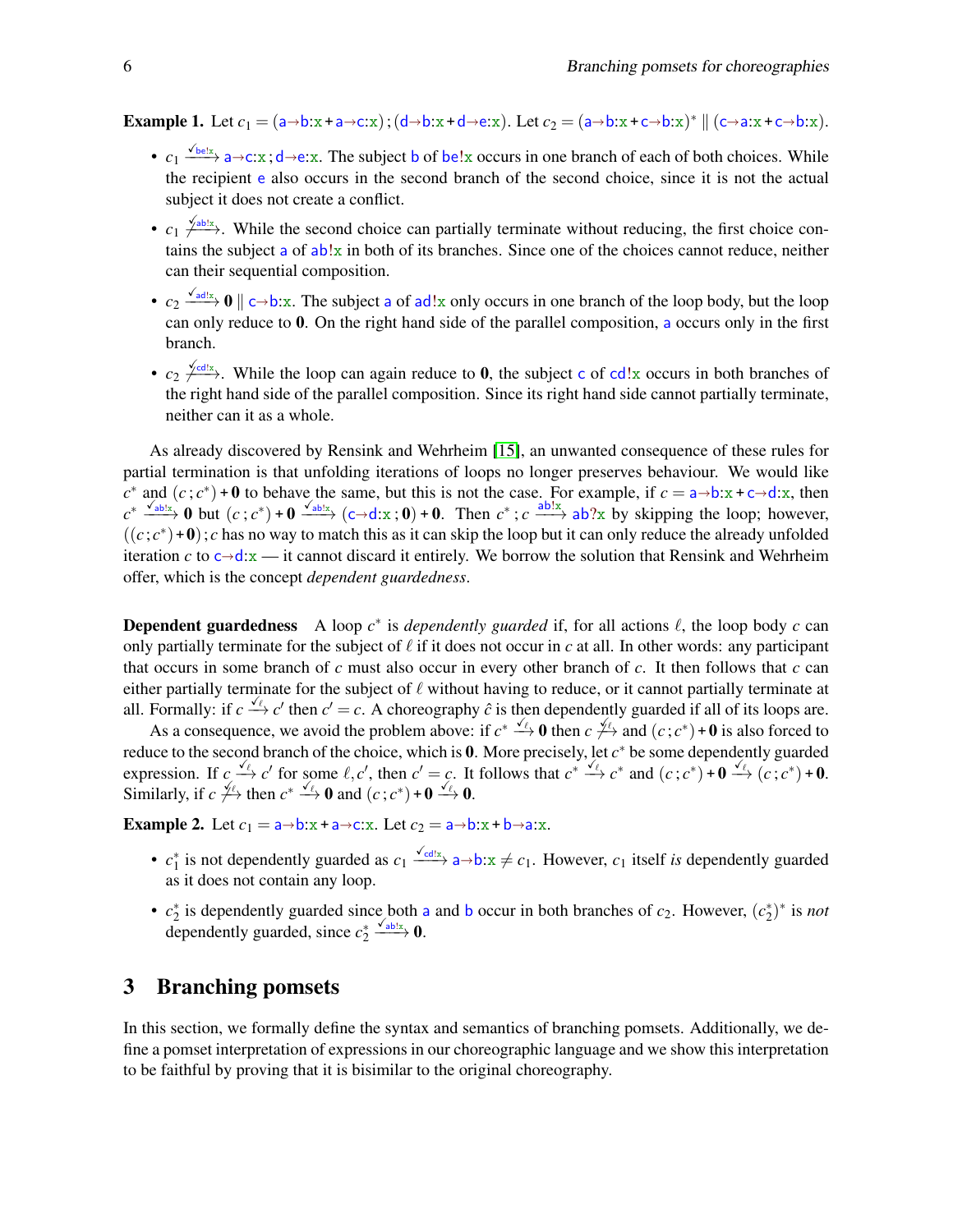**Example 1.** Let $c_1 = (\mathsf{a}{\rightarrow}\mathsf{b}{:}\mathsf{x} + \mathsf{a}{\rightarrow}\mathsf{c}{:}\mathsf{x})\,;(\mathsf{d}{\rightarrow}\mathsf{b}{:}\mathsf{x} + \mathsf{d}{\rightarrow}\mathsf{e}{:}\mathsf{x})$. Let $c_2 = (\mathsf{a}{\rightarrow}\mathsf{b}{:}\mathsf{x} + \mathsf{c}{\rightarrow}\mathsf{b}{:}\mathsf{x})^* \parallel (\mathsf{c}{\rightarrow}\mathsf{a}{:}\mathsf{x} + \mathsf{c}{\rightarrow}\mathsf{b}{:}\mathsf{x})$.

- $c_1 \xrightarrow{\checkmark_{\mathsf{be!x}}} \mathsf{a}{\rightarrow}\mathsf{c}{:}\mathsf{x}\,;\mathsf{d}{\rightarrow}\mathsf{e}{:}\mathsf{x}$. The subject $\mathsf{b}$ of $\mathsf{be!x}$ occurs in one branch of each of both choices. While the recipient $\mathsf{e}$ also occurs in the second branch of the second choice, since it is not the actual subject it does not create a conflict.
- $c_1 \not\xrightarrow{\checkmark_{\mathsf{ab!x}}}$. While the second choice can partially terminate without reducing, the first choice contains the subject $\mathsf{a}$ of $\mathsf{ab!x}$ in both of its branches. Since one of the choices cannot reduce, neither can their sequential composition.
- $c_2 \xrightarrow{\checkmark_{\mathsf{ad!x}}} \mathbf{0} \parallel \mathsf{c}{\rightarrow}\mathsf{b}{:}\mathsf{x}$. The subject $\mathsf{a}$ of $\mathsf{ad!x}$ only occurs in one branch of the loop body, but the loop can only reduce to $\mathbf{0}$. On the right hand side of the parallel composition, $\mathsf{a}$ occurs only in the first branch.
- $c_2 \not\xrightarrow{\checkmark_{\mathsf{cd!x}}}$. While the loop can again reduce to $\mathbf{0}$, the subject $\mathsf{c}$ of $\mathsf{cd!x}$ occurs in both branches of the right hand side of the parallel composition. Since its right hand side cannot partially terminate, neither can it as a whole.

As already discovered by Rensink and Wehrheim [15], an unwanted consequence of these rules for partial termination is that unfolding iterations of loops no longer preserves behaviour. We would like $c^*$ and $(c\,;c^*)+\mathbf{0}$ to behave the same, but this is not the case. For example, if $c = \mathsf{a}{\rightarrow}\mathsf{b}{:}\mathsf{x} + \mathsf{c}{\rightarrow}\mathsf{d}{:}\mathsf{x}$, then $c^* \xrightarrow{\checkmark_{\mathsf{ab!x}}} \mathbf{0}$ but $(c\,;c^*)+\mathbf{0} \xrightarrow{\checkmark_{\mathsf{ab!x}}} (\mathsf{c}{\rightarrow}\mathsf{d}{:}\mathsf{x}\,;\mathbf{0})+\mathbf{0}$. Then $c^*\,;c \xrightarrow{\mathsf{ab!x}} \mathsf{ab?x}$ by skipping the loop; however, $((c\,;c^*)+\mathbf{0})\,;c$ has no way to match this as it can skip the loop but it can only reduce the already unfolded iteration $c$ to $\mathsf{c}{\rightarrow}\mathsf{d}{:}\mathsf{x}$ — it cannot discard it entirely. We borrow the solution that Rensink and Wehrheim offer, which is the concept *dependent guardedness*.

**Dependent guardedness** A loop $c^*$ is *dependently guarded* if, for all actions $\ell$, the loop body $c$ can only partially terminate for the subject of $\ell$ if it does not occur in $c$ at all. In other words: any participant that occurs in some branch of $c$ must also occur in every other branch of $c$. It then follows that $c$ can either partially terminate for the subject of $\ell$ without having to reduce, or it cannot partially terminate at all. Formally: if $c \xrightarrow{\checkmark_\ell} c'$ then $c' = c$. A choreography $\hat{c}$ is then dependently guarded if all of its loops are.

As a consequence, we avoid the problem above: if $c^* \xrightarrow{\checkmark_\ell} \mathbf{0}$ then $c \not\xrightarrow{\checkmark_\ell}$ and $(c\,;c^*)+\mathbf{0}$ is also forced to reduce to the second branch of the choice, which is $\mathbf{0}$. More precisely, let $c^*$ be some dependently guarded expression. If $c \xrightarrow{\checkmark_\ell} c'$ for some $\ell, c'$, then $c' = c$. It follows that $c^* \xrightarrow{\checkmark_\ell} c^*$ and $(c\,;c^*)+\mathbf{0} \xrightarrow{\checkmark_\ell} (c\,;c^*)+\mathbf{0}$. Similarly, if $c \not\xrightarrow{\checkmark_\ell}$ then $c^* \xrightarrow{\checkmark_\ell} \mathbf{0}$ and $(c\,;c^*)+\mathbf{0} \xrightarrow{\checkmark_\ell} \mathbf{0}$.

**Example 2.** Let $c_1 = \mathsf{a}{\rightarrow}\mathsf{b}{:}\mathsf{x} + \mathsf{a}{\rightarrow}\mathsf{c}{:}\mathsf{x}$. Let $c_2 = \mathsf{a}{\rightarrow}\mathsf{b}{:}\mathsf{x} + \mathsf{b}{\rightarrow}\mathsf{a}{:}\mathsf{x}$.

- $c_1^*$ is not dependently guarded as $c_1 \xrightarrow{\checkmark_{\mathsf{cd!x}}} \mathsf{a}{\rightarrow}\mathsf{b}{:}\mathsf{x} \neq c_1$. However, $c_1$ itself *is* dependently guarded as it does not contain any loop.
- $c_2^*$ is dependently guarded since both $\mathsf{a}$ and $\mathsf{b}$ occur in both branches of $c_2$. However, $(c_2^*)^*$ is *not* dependently guarded, since $c_2^* \xrightarrow{\checkmark_{\mathsf{ab!x}}} \mathbf{0}$.

## 3 Branching pomsets

In this section, we formally define the syntax and semantics of branching pomsets. Additionally, we define a pomset interpretation of expressions in our choreographic language and we show this interpretation to be faithful by proving that it is bisimilar to the original choreography.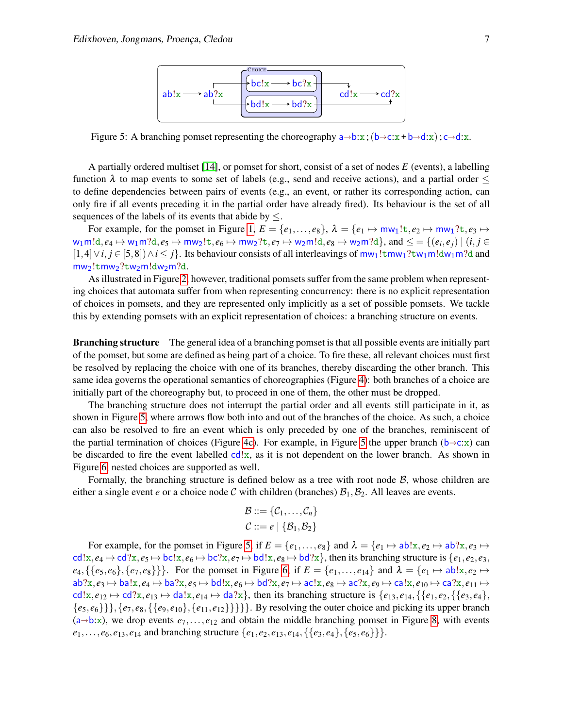Figure 5: A branching pomset representing the choreography $\mathsf{a}\to\mathsf{b}:\mathsf{x}\,;(\mathsf{b}\to\mathsf{c}:\mathsf{x}+\mathsf{b}\to\mathsf{d}:\mathsf{x})\,;\mathsf{c}\to\mathsf{d}:\mathsf{x}$.

A partially ordered multiset [14], or pomset for short, consist of a set of nodes $E$ (events), a labelling function $\lambda$ to map events to some set of labels (e.g., send and receive actions), and a partial order $\leq$ to define dependencies between pairs of events (e.g., an event, or rather its corresponding action, can only fire if all events preceding it in the partial order have already fired). Its behaviour is the set of all sequences of the labels of its events that abide by $\leq$.

For example, for the pomset in Figure 1, $E = \{e_1,\ldots,e_8\}$, $\lambda = \{e_1 \mapsto \mathsf{mw_1!t}, e_2 \mapsto \mathsf{mw_1?t}, e_3 \mapsto \mathsf{w_1m!d}, e_4 \mapsto \mathsf{w_1m?d}, e_5 \mapsto \mathsf{mw_2!t}, e_6 \mapsto \mathsf{mw_2?t}, e_7 \mapsto \mathsf{w_2m!d}, e_8 \mapsto \mathsf{w_2m?d}\}$, and $\leq\, = \{(e_i,e_j) \mid (i,j \in [1,4] \lor i,j \in [5,8]) \land i \leq j\}$. Its behaviour consists of all interleavings of $\mathsf{mw_1!t\,mw_1?t\,w_1m!d\,w_1m?d}$ and $\mathsf{mw_2!t\,mw_2?t\,w_2m!d\,w_2m?d}$.

As illustrated in Figure 2, however, traditional pomsets suffer from the same problem when representing choices that automata suffer from when representing concurrency: there is no explicit representation of choices in pomsets, and they are represented only implicitly as a set of possible pomsets. We tackle this by extending pomsets with an explicit representation of choices: a branching structure on events.

**Branching structure** The general idea of a branching pomset is that all possible events are initially part of the pomset, but some are defined as being part of a choice. To fire these, all relevant choices must first be resolved by replacing the choice with one of its branches, thereby discarding the other branch. This same idea governs the operational semantics of choreographies (Figure 4): both branches of a choice are initially part of the choreography but, to proceed in one of them, the other must be dropped.

The branching structure does not interrupt the partial order and all events still participate in it, as shown in Figure 5, where arrows flow both into and out of the branches of the choice. As such, a choice can also be resolved to fire an event which is only preceded by one of the branches, reminiscent of the partial termination of choices (Figure 4c). For example, in Figure 5 the upper branch ($\mathsf{b}\to\mathsf{c}:\mathsf{x}$) can be discarded to fire the event labelled $\mathsf{cd!x}$, as it is not dependent on the lower branch. As shown in Figure 6, nested choices are supported as well.

Formally, the branching structure is defined below as a tree with root node $\mathcal{B}$, whose children are either a single event $e$ or a choice node $\mathcal{C}$ with children (branches) $\mathcal{B}_1, \mathcal{B}_2$. All leaves are events.

$$\mathcal{B} ::= \{\mathcal{C}_1,\ldots,\mathcal{C}_n\}$$
$$\mathcal{C} ::= e \mid \{\mathcal{B}_1,\mathcal{B}_2\}$$

For example, for the pomset in Figure 5, if $E = \{e_1,\ldots,e_8\}$ and $\lambda = \{e_1 \mapsto \mathsf{ab!x}, e_2 \mapsto \mathsf{ab?x}, e_3 \mapsto \mathsf{cd!x}, e_4 \mapsto \mathsf{cd?x}, e_5 \mapsto \mathsf{bc!x}, e_6 \mapsto \mathsf{bc?x}, e_7 \mapsto \mathsf{bd!x}, e_8 \mapsto \mathsf{bd?x}\}$, then its branching structure is $\{e_1,e_2,e_3,e_4,\{\{e_5,e_6\},\{e_7,e_8\}\}\}$. For the pomset in Figure 6, if $E = \{e_1,\ldots,e_{14}\}$ and $\lambda = \{e_1 \mapsto \mathsf{ab!x}, e_2 \mapsto \mathsf{ab?x}, e_3 \mapsto \mathsf{ba!x}, e_4 \mapsto \mathsf{ba?x}, e_5 \mapsto \mathsf{bd!x}, e_6 \mapsto \mathsf{bd?x}, e_7 \mapsto \mathsf{ac!x}, e_8 \mapsto \mathsf{ac?x}, e_9 \mapsto \mathsf{ca!x}, e_{10} \mapsto \mathsf{ca?x}, e_{11} \mapsto \mathsf{cd!x}, e_{12} \mapsto \mathsf{cd?x}, e_{13} \mapsto \mathsf{da!x}, e_{14} \mapsto \mathsf{da?x}\}$, then its branching structure is $\{e_{13},e_{14},\{\{e_1,e_2,\{\{e_3,e_4\},\{e_5,e_6\}\}\},\{e_7,e_8,\{\{e_9,e_{10}\},\{e_{11},e_{12}\}\}\}\}\}$. By resolving the outer choice and picking its upper branch ($\mathsf{a}\to\mathsf{b}:\mathsf{x}$), we drop events $e_7,\ldots,e_{12}$ and obtain the middle branching pomset in Figure 8, with events $e_1,\ldots,e_6,e_{13},e_{14}$ and branching structure $\{e_1,e_2,e_{13},e_{14},\{\{e_3,e_4\},\{e_5,e_6\}\}\}$.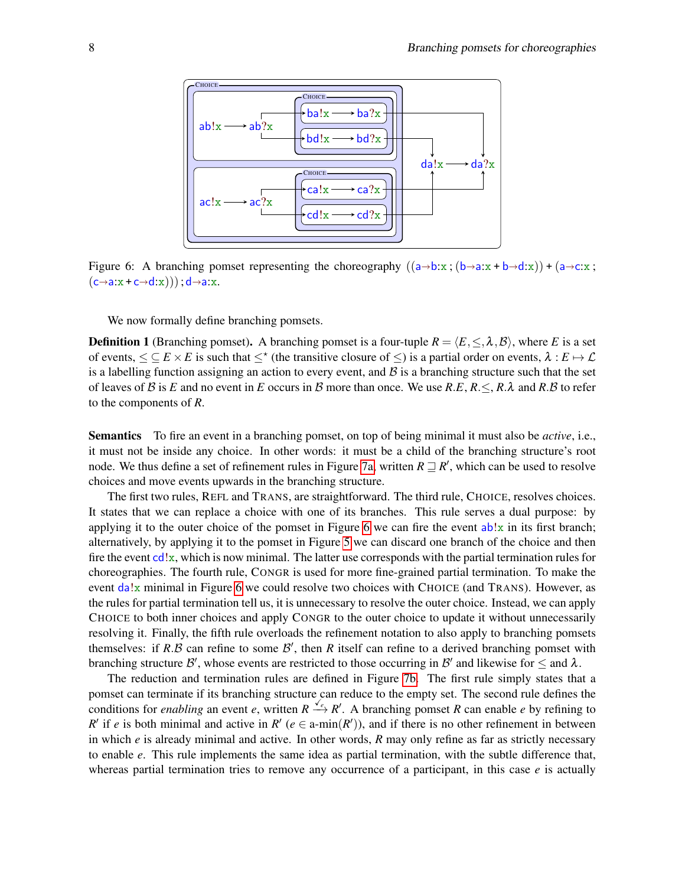Figure 6: A branching pomset representing the choreography ((a→b:x ; (b→a:x + b→d:x)) + (a→c:x ; (c→a:x + c→d:x))) ; d→a:x.

We now formally define branching pomsets.

**Definition 1** (Branching pomset)**.** A branching pomset is a four-tuple $R = \langle E, \leq, \lambda, \mathcal{B}\rangle$, where $E$ is a set of events, $\leq \subseteq E \times E$ is such that $\leq^\star$ (the transitive closure of $\leq$) is a partial order on events, $\lambda : E \mapsto \mathcal{L}$ is a labelling function assigning an action to every event, and $\mathcal{B}$ is a branching structure such that the set of leaves of $\mathcal{B}$ is $E$ and no event in $E$ occurs in $\mathcal{B}$ more than once. We use $R.E$, $R.\leq$, $R.\lambda$ and $R.\mathcal{B}$ to refer to the components of $R$.

**Semantics** To fire an event in a branching pomset, on top of being minimal it must also be *active*, i.e., it must not be inside any choice. In other words: it must be a child of the branching structure's root node. We thus define a set of refinement rules in Figure 7a, written $R \sqsupseteq R'$, which can be used to resolve choices and move events upwards in the branching structure.

The first two rules, REFL and TRANS, are straightforward. The third rule, CHOICE, resolves choices. It states that we can replace a choice with one of its branches. This rule serves a dual purpose: by applying it to the outer choice of the pomset in Figure 6 we can fire the event ab!x in its first branch; alternatively, by applying it to the pomset in Figure 5 we can discard one branch of the choice and then fire the event cd!x, which is now minimal. The latter use corresponds with the partial termination rules for choreographies. The fourth rule, CONGR is used for more fine-grained partial termination. To make the event da!x minimal in Figure 6 we could resolve two choices with CHOICE (and TRANS). However, as the rules for partial termination tell us, it is unnecessary to resolve the outer choice. Instead, we can apply CHOICE to both inner choices and apply CONGR to the outer choice to update it without unnecessarily resolving it. Finally, the fifth rule overloads the refinement notation to also apply to branching pomsets themselves: if $R.\mathcal{B}$ can refine to some $\mathcal{B}'$, then $R$ itself can refine to a derived branching pomset with branching structure $\mathcal{B}'$, whose events are restricted to those occurring in $\mathcal{B}'$ and likewise for $\leq$ and $\lambda$.

The reduction and termination rules are defined in Figure 7b. The first rule simply states that a pomset can terminate if its branching structure can reduce to the empty set. The second rule defines the conditions for *enabling* an event $e$, written $R \xrightarrow{\checkmark_e} R'$. A branching pomset $R$ can enable $e$ by refining to $R'$ if $e$ is both minimal and active in $R'$ ($e \in$ a-min$(R')$), and if there is no other refinement in between in which $e$ is already minimal and active. In other words, $R$ may only refine as far as strictly necessary to enable $e$. This rule implements the same idea as partial termination, with the subtle difference that, whereas partial termination tries to remove any occurrence of a participant, in this case $e$ is actually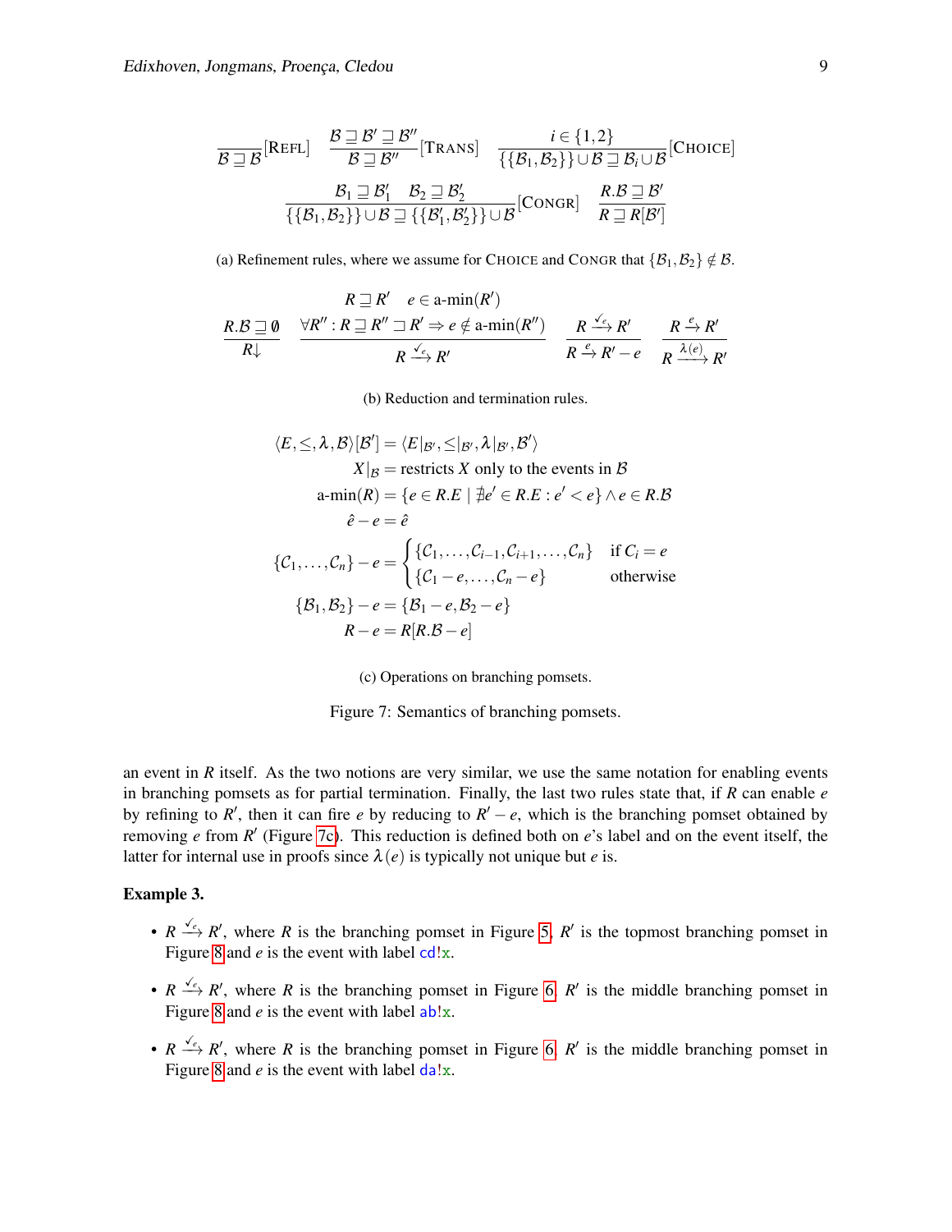$$\frac{}{\mathcal{B} \sqsupseteq \mathcal{B}}[\textsc{Refl}] \quad \frac{\mathcal{B} \sqsupseteq \mathcal{B}' \sqsupseteq \mathcal{B}''}{\mathcal{B} \sqsupseteq \mathcal{B}''}[\textsc{Trans}] \quad \frac{i \in \{1,2\}}{\{\{\mathcal{B}_1, \mathcal{B}_2\}\} \cup \mathcal{B} \sqsupseteq \mathcal{B}_i \cup \mathcal{B}}[\textsc{Choice}]$$

$$\frac{\mathcal{B}_1 \sqsupseteq \mathcal{B}_1' \quad \mathcal{B}_2 \sqsupseteq \mathcal{B}_2'}{\{\{\mathcal{B}_1, \mathcal{B}_2\}\} \cup \mathcal{B} \sqsupseteq \{\{\mathcal{B}_1', \mathcal{B}_2'\}\} \cup \mathcal{B}}[\textsc{Congr}] \quad \frac{R.\mathcal{B} \sqsupseteq \mathcal{B}'}{R \sqsupseteq R[\mathcal{B}']}$$

(a) Refinement rules, where we assume for Choice and Congr that $\{\mathcal{B}_1, \mathcal{B}_2\} \notin \mathcal{B}$.

$$\frac{R.\mathcal{B} \sqsupseteq \emptyset}{R\downarrow} \quad \frac{R \sqsupseteq R' \quad e \in \text{a-min}(R') \quad \forall R'' : R \sqsupseteq R'' \sqsupseteq R' \Rightarrow e \notin \text{a-min}(R'')}{R \xrightarrow{\checkmark_e} R'} \quad \frac{R \xrightarrow{\checkmark_e} R'}{R \xrightarrow{e} R' - e} \quad \frac{R \xrightarrow{e} R'}{R \xrightarrow{\lambda(e)} R'}$$

(b) Reduction and termination rules.

$$\langle E, \leq, \lambda, \mathcal{B} \rangle [\mathcal{B}'] = \langle E|_{\mathcal{B}'}, \leq|_{\mathcal{B}'}, \lambda|_{\mathcal{B}'}, \mathcal{B}' \rangle$$
$$X|_{\mathcal{B}} = \text{restricts } X \text{ only to the events in } \mathcal{B}$$
$$\text{a-min}(R) = \{e \in R.E \mid \nexists e' \in R.E : e' < e\} \wedge e \in R.\mathcal{B}$$
$$\hat{e} - e = \hat{e}$$
$$\{\mathcal{C}_1, \ldots, \mathcal{C}_n\} - e = \begin{cases} \{\mathcal{C}_1, \ldots, \mathcal{C}_{i-1}, \mathcal{C}_{i+1}, \ldots, \mathcal{C}_n\} & \text{if } C_i = e \\ \{\mathcal{C}_1 - e, \ldots, \mathcal{C}_n - e\} & \text{otherwise} \end{cases}$$
$$\{\mathcal{B}_1, \mathcal{B}_2\} - e = \{\mathcal{B}_1 - e, \mathcal{B}_2 - e\}$$
$$R - e = R[R.\mathcal{B} - e]$$

(c) Operations on branching pomsets.

Figure 7: Semantics of branching pomsets.

an event in $R$ itself. As the two notions are very similar, we use the same notation for enabling events in branching pomsets as for partial termination. Finally, the last two rules state that, if $R$ can enable $e$ by refining to $R'$, then it can fire $e$ by reducing to $R' - e$, which is the branching pomset obtained by removing $e$ from $R'$ (Figure 7c). This reduction is defined both on $e$'s label and on the event itself, the latter for internal use in proofs since $\lambda(e)$ is typically not unique but $e$ is.

**Example 3.**

- $R \xrightarrow{\checkmark_e} R'$, where $R$ is the branching pomset in Figure 5, $R'$ is the topmost branching pomset in Figure 8 and $e$ is the event with label cd!x.
- $R \xrightarrow{\checkmark_e} R'$, where $R$ is the branching pomset in Figure 6, $R'$ is the middle branching pomset in Figure 8 and $e$ is the event with label ab!x.
- $R \xrightarrow{\checkmark_e} R'$, where $R$ is the branching pomset in Figure 6, $R'$ is the middle branching pomset in Figure 8 and $e$ is the event with label da!x.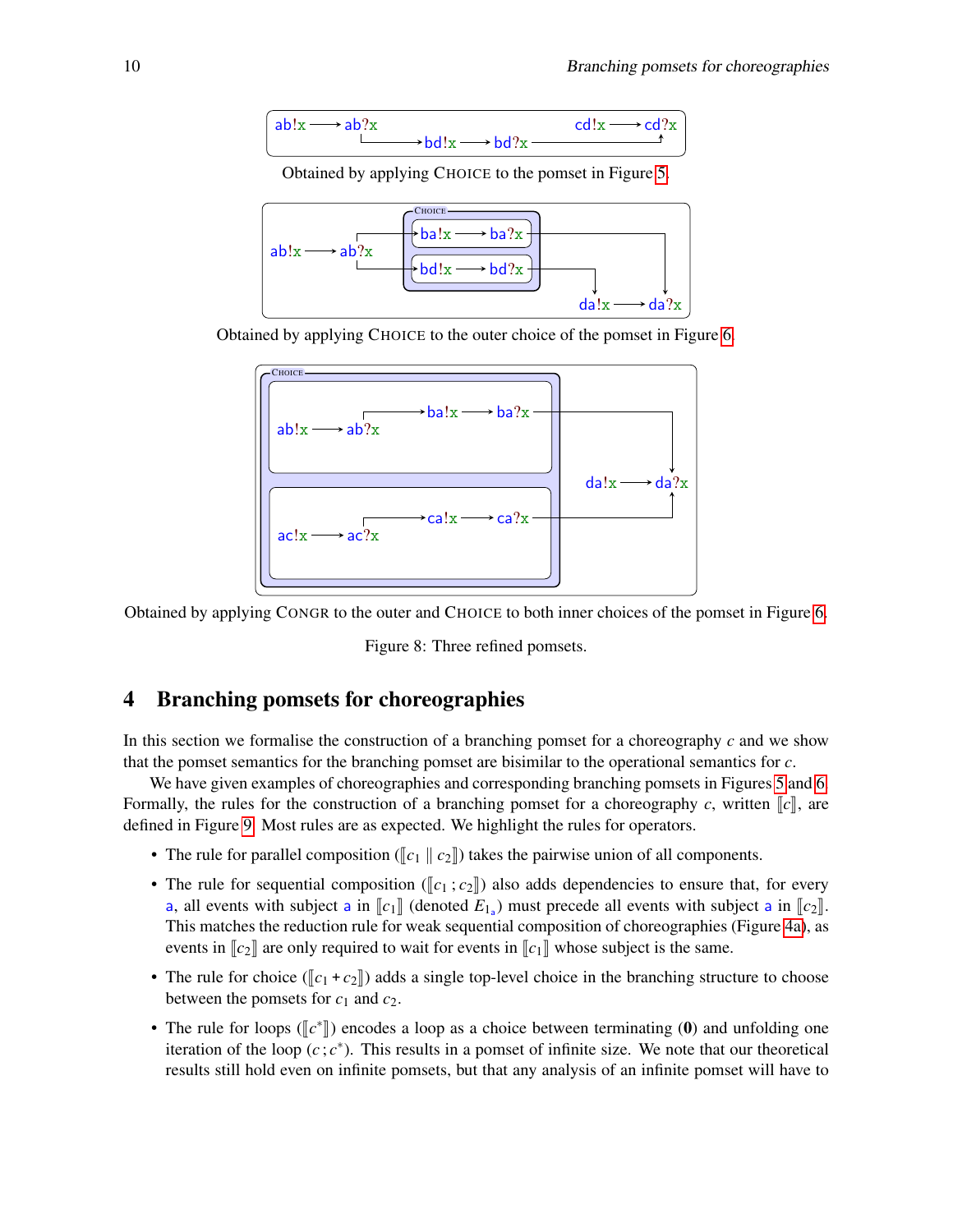Obtained by applying CHOICE to the pomset in Figure 5.

Obtained by applying CHOICE to the outer choice of the pomset in Figure 6.

Obtained by applying CONGR to the outer and CHOICE to both inner choices of the pomset in Figure 6.

Figure 8: Three refined pomsets.

## 4 Branching pomsets for choreographies

In this section we formalise the construction of a branching pomset for a choreography $c$ and we show that the pomset semantics for the branching pomset are bisimilar to the operational semantics for $c$.

We have given examples of choreographies and corresponding branching pomsets in Figures 5 and 6. Formally, the rules for the construction of a branching pomset for a choreography $c$, written $[\![c]\!]$, are defined in Figure 9. Most rules are as expected. We highlight the rules for operators.

- The rule for parallel composition ($[\![c_1 \parallel c_2]\!]$) takes the pairwise union of all components.
- The rule for sequential composition ($[\![c_1\,;c_2]\!]$) also adds dependencies to ensure that, for every a, all events with subject a in $[\![c_1]\!]$ (denoted $E_{1_a}$) must precede all events with subject a in $[\![c_2]\!]$. This matches the reduction rule for weak sequential composition of choreographies (Figure 4a), as events in $[\![c_2]\!]$ are only required to wait for events in $[\![c_1]\!]$ whose subject is the same.
- The rule for choice ($[\![c_1 + c_2]\!]$) adds a single top-level choice in the branching structure to choose between the pomsets for $c_1$ and $c_2$.
- The rule for loops ($[\![c^*]\!]$) encodes a loop as a choice between terminating ($\mathbf{0}$) and unfolding one iteration of the loop ($c\,;c^*$). This results in a pomset of infinite size. We note that our theoretical results still hold even on infinite pomsets, but that any analysis of an infinite pomset will have to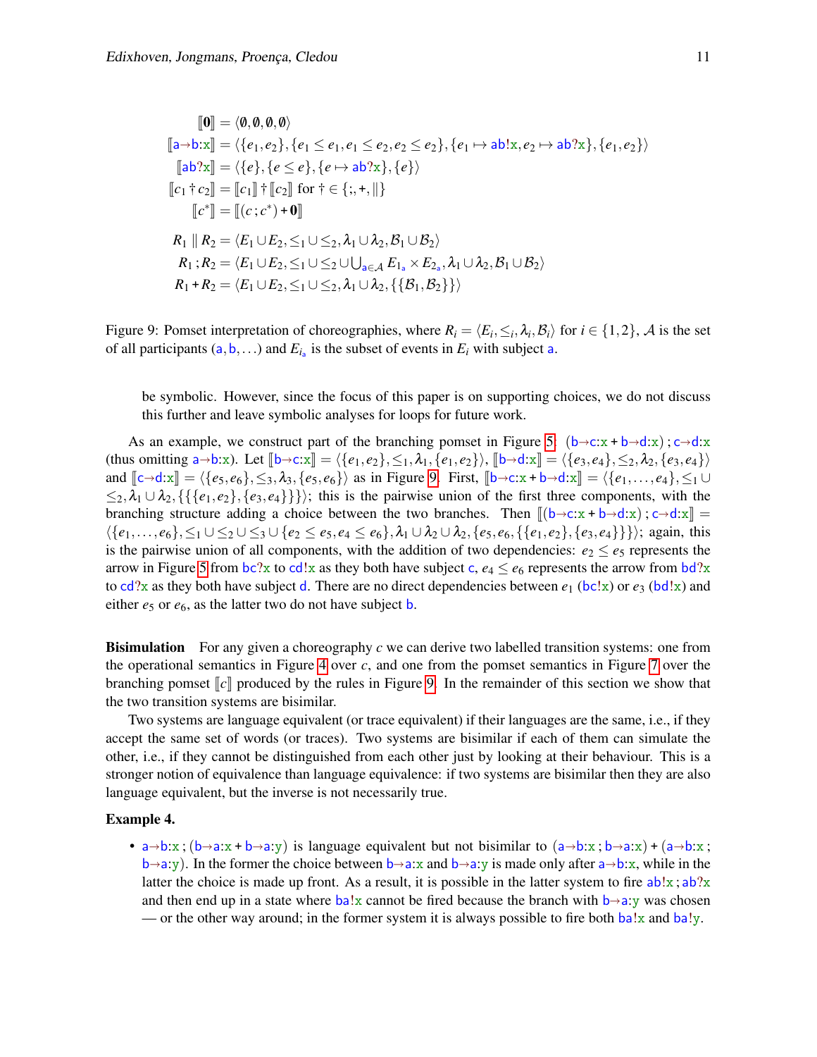$$
\begin{aligned}
[\![\mathbf{0}]\!] &= \langle \emptyset, \emptyset, \emptyset, \emptyset \rangle \\
[\![\mathsf{a}{\to}\mathsf{b}{:}\mathsf{x}]\!] &= \langle \{e_1, e_2\}, \{e_1 \leq e_1, e_1 \leq e_2, e_2 \leq e_2\}, \{e_1 \mapsto \mathsf{ab!x}, e_2 \mapsto \mathsf{ab?x}\}, \{e_1, e_2\} \rangle \\
[\![\mathsf{ab?x}]\!] &= \langle \{e\}, \{e \leq e\}, \{e \mapsto \mathsf{ab?x}\}, \{e\} \rangle \\
[\![c_1 \dagger c_2]\!] &= [\![c_1]\!] \dagger [\![c_2]\!] \text{ for } \dagger \in \{;, +, \|\} \\
[\![c^*]\!] &= [\![(c\,; c^*) + \mathbf{0}]\!] \\
R_1 \parallel R_2 &= \langle E_1 \cup E_2, \leq_1 \cup \leq_2, \lambda_1 \cup \lambda_2, \mathcal{B}_1 \cup \mathcal{B}_2 \rangle \\
R_1\,; R_2 &= \langle E_1 \cup E_2, \leq_1 \cup \leq_2 \cup \textstyle\bigcup_{\mathsf{a} \in \mathcal{A}} E_{1_\mathsf{a}} \times E_{2_\mathsf{a}}, \lambda_1 \cup \lambda_2, \mathcal{B}_1 \cup \mathcal{B}_2 \rangle \\
R_1 + R_2 &= \langle E_1 \cup E_2, \leq_1 \cup \leq_2, \lambda_1 \cup \lambda_2, \{\{\mathcal{B}_1, \mathcal{B}_2\}\} \rangle
\end{aligned}
$$

Figure 9: Pomset interpretation of choreographies, where $R_i = \langle E_i, \leq_i, \lambda_i, \mathcal{B}_i \rangle$ for $i \in \{1,2\}$, $\mathcal{A}$ is the set of all participants ($\mathsf{a}, \mathsf{b}, \ldots$) and $E_{i_\mathsf{a}}$ is the subset of events in $E_i$ with subject $\mathsf{a}$.

be symbolic. However, since the focus of this paper is on supporting choices, we do not discuss this further and leave symbolic analyses for loops for future work.

As an example, we construct part of the branching pomset in Figure 5: $(\mathsf{b}{\to}\mathsf{c}{:}\mathsf{x} + \mathsf{b}{\to}\mathsf{d}{:}\mathsf{x})\,; \mathsf{c}{\to}\mathsf{d}{:}\mathsf{x}$ (thus omitting $\mathsf{a}{\to}\mathsf{b}{:}\mathsf{x}$). Let $[\![\mathsf{b}{\to}\mathsf{c}{:}\mathsf{x}]\!] = \langle \{e_1, e_2\}, \leq_1, \lambda_1, \{e_1, e_2\} \rangle$, $[\![\mathsf{b}{\to}\mathsf{d}{:}\mathsf{x}]\!] = \langle \{e_3, e_4\}, \leq_2, \lambda_2, \{e_3, e_4\} \rangle$ and $[\![\mathsf{c}{\to}\mathsf{d}{:}\mathsf{x}]\!] = \langle \{e_5, e_6\}, \leq_3, \lambda_3, \{e_5, e_6\} \rangle$ as in Figure 9. First, $[\![\mathsf{b}{\to}\mathsf{c}{:}\mathsf{x} + \mathsf{b}{\to}\mathsf{d}{:}\mathsf{x}]\!] = \langle \{e_1, \ldots, e_4\}, \leq_1 \cup \leq_2, \lambda_1 \cup \lambda_2, \{\{\{e_1, e_2\}, \{e_3, e_4\}\}\} \rangle$; this is the pairwise union of the first three components, with the branching structure adding a choice between the two branches. Then $[\![(\mathsf{b}{\to}\mathsf{c}{:}\mathsf{x} + \mathsf{b}{\to}\mathsf{d}{:}\mathsf{x})\,; \mathsf{c}{\to}\mathsf{d}{:}\mathsf{x}]\!] = \langle \{e_1, \ldots, e_6\}, \leq_1 \cup \leq_2 \cup \leq_3 \cup \{e_2 \leq e_5, e_4 \leq e_6\}, \lambda_1 \cup \lambda_2 \cup \lambda_2, \{e_5, e_6, \{\{e_1, e_2\}, \{e_3, e_4\}\}\} \rangle$; again, this is the pairwise union of all components, with the addition of two dependencies: $e_2 \leq e_5$ represents the arrow in Figure 5 from $\mathsf{bc?x}$ to $\mathsf{cd!x}$ as they both have subject $\mathsf{c}$, $e_4 \leq e_6$ represents the arrow from $\mathsf{bd?x}$ to $\mathsf{cd?x}$ as they both have subject $\mathsf{d}$. There are no direct dependencies between $e_1$ ($\mathsf{bc!x}$) or $e_3$ ($\mathsf{bd!x}$) and either $e_5$ or $e_6$, as the latter two do not have subject $\mathsf{b}$.

**Bisimulation** For any given a choreography $c$ we can derive two labelled transition systems: one from the operational semantics in Figure 4 over $c$, and one from the pomset semantics in Figure 7 over the branching pomset $[\![c]\!]$ produced by the rules in Figure 9. In the remainder of this section we show that the two transition systems are bisimilar.

Two systems are language equivalent (or trace equivalent) if their languages are the same, i.e., if they accept the same set of words (or traces). Two systems are bisimilar if each of them can simulate the other, i.e., if they cannot be distinguished from each other just by looking at their behaviour. This is a stronger notion of equivalence than language equivalence: if two systems are bisimilar then they are also language equivalent, but the inverse is not necessarily true.

**Example 4.**

- $\mathsf{a}{\to}\mathsf{b}{:}\mathsf{x}\,; (\mathsf{b}{\to}\mathsf{a}{:}\mathsf{x} + \mathsf{b}{\to}\mathsf{a}{:}\mathsf{y})$ is language equivalent but not bisimilar to $(\mathsf{a}{\to}\mathsf{b}{:}\mathsf{x}\,; \mathsf{b}{\to}\mathsf{a}{:}\mathsf{x}) + (\mathsf{a}{\to}\mathsf{b}{:}\mathsf{x}\,; \mathsf{b}{\to}\mathsf{a}{:}\mathsf{y})$. In the former the choice between $\mathsf{b}{\to}\mathsf{a}{:}\mathsf{x}$ and $\mathsf{b}{\to}\mathsf{a}{:}\mathsf{y}$ is made only after $\mathsf{a}{\to}\mathsf{b}{:}\mathsf{x}$, while in the latter the choice is made up front. As a result, it is possible in the latter system to fire $\mathsf{ab!x}\,; \mathsf{ab?x}$ and then end up in a state where $\mathsf{ba!x}$ cannot be fired because the branch with $\mathsf{b}{\to}\mathsf{a}{:}\mathsf{y}$ was chosen — or the other way around; in the former system it is always possible to fire both $\mathsf{ba!x}$ and $\mathsf{ba!y}$.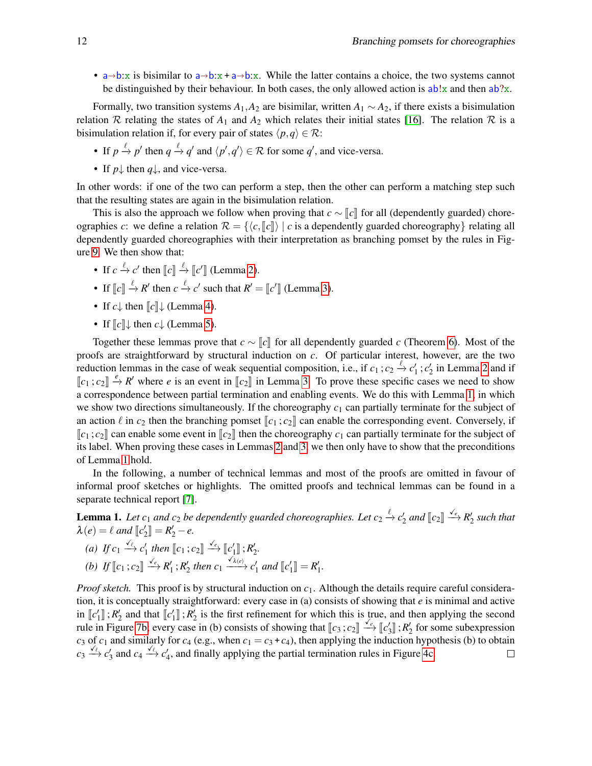- $\mathtt{a{\to}b{:}x}$ is bisimilar to $\mathtt{a{\to}b{:}x} + \mathtt{a{\to}b{:}x}$. While the latter contains a choice, the two systems cannot be distinguished by their behaviour. In both cases, the only allowed action is $\mathtt{ab!x}$ and then $\mathtt{ab?x}$.

Formally, two transition systems $A_1, A_2$ are bisimilar, written $A_1 \sim A_2$, if there exists a bisimulation relation $\mathcal{R}$ relating the states of $A_1$ and $A_2$ which relates their initial states [16]. The relation $\mathcal{R}$ is a bisimulation relation if, for every pair of states $\langle p, q\rangle \in \mathcal{R}$:

- If $p \xrightarrow{\ell} p'$ then $q \xrightarrow{\ell} q'$ and $\langle p', q'\rangle \in \mathcal{R}$ for some $q'$, and vice-versa.
- If $p{\downarrow}$ then $q{\downarrow}$, and vice-versa.

In other words: if one of the two can perform a step, then the other can perform a matching step such that the resulting states are again in the bisimulation relation.

This is also the approach we follow when proving that $c \sim [\![c]\!]$ for all (dependently guarded) choreographies $c$: we define a relation $\mathcal{R} = \{\langle c, [\![c]\!]\rangle \mid c \text{ is a dependently guarded choreography}\}$ relating all dependently guarded choreographies with their interpretation as branching pomset by the rules in Figure 9. We then show that:

- If $c \xrightarrow{\ell} c'$ then $[\![c]\!] \xrightarrow{\ell} [\![c']\!]$ (Lemma 2).
- If $[\![c]\!] \xrightarrow{\ell} R'$ then $c \xrightarrow{\ell} c'$ such that $R' = [\![c']\!]$ (Lemma 3).
- If $c{\downarrow}$ then $[\![c]\!]{\downarrow}$ (Lemma 4).
- If $[\![c]\!]{\downarrow}$ then $c{\downarrow}$ (Lemma 5).

Together these lemmas prove that $c \sim [\![c]\!]$ for all dependently guarded $c$ (Theorem 6). Most of the proofs are straightforward by structural induction on $c$. Of particular interest, however, are the two reduction lemmas in the case of weak sequential composition, i.e., if $c_1 \,;c_2 \xrightarrow{\ell} c_1' \,;c_2'$ in Lemma 2 and if $[\![c_1 \,;c_2]\!] \xrightarrow{e} R'$ where $e$ is an event in $[\![c_2]\!]$ in Lemma 3. To prove these specific cases we need to show a correspondence between partial termination and enabling events. We do this with Lemma 1, in which we show two directions simultaneously. If the choreography $c_1$ can partially terminate for the subject of an action $\ell$ in $c_2$ then the branching pomset $[\![c_1 \,;c_2]\!]$ can enable the corresponding event. Conversely, if $[\![c_1 \,;c_2]\!]$ can enable some event in $[\![c_2]\!]$ then the choreography $c_1$ can partially terminate for the subject of its label. When proving these cases in Lemmas 2 and 3, we then only have to show that the preconditions of Lemma 1 hold.

In the following, a number of technical lemmas and most of the proofs are omitted in favour of informal proof sketches or highlights. The omitted proofs and technical lemmas can be found in a separate technical report [7].

**Lemma 1.** *Let $c_1$ and $c_2$ be dependently guarded choreographies. Let $c_2 \xrightarrow{\ell} c_2'$ and $[\![c_2]\!] \xrightarrow{\checkmark_e} R_2'$ such that $\lambda(e) = \ell$ and $[\![c_2']\!] = R_2' - e$.*

*(a) If $c_1 \xrightarrow{\checkmark_\ell} c_1'$ then $[\![c_1 \,;c_2]\!] \xrightarrow{\checkmark_e} [\![c_1']\!] \,;R_2'$.*

*(b) If $[\![c_1 \,;c_2]\!] \xrightarrow{\checkmark_e} R_1' \,;R_2'$ then $c_1 \xrightarrow{\checkmark_{\lambda(e)}} c_1'$ and $[\![c_1']\!] = R_1'$.*

*Proof sketch.* This proof is by structural induction on $c_1$. Although the details require careful consideration, it is conceptually straightforward: every case in (a) consists of showing that $e$ is minimal and active in $[\![c_1']\!] \,;R_2'$ and that $[\![c_1']\!] \,;R_2'$ is the first refinement for which this is true, and then applying the second rule in Figure 7b; every case in (b) consists of showing that $[\![c_3 \,;c_2]\!] \xrightarrow{\checkmark_e} [\![c_3']\!] \,;R_2'$ for some subexpression $c_3$ of $c_1$ and similarly for $c_4$ (e.g., when $c_1 = c_3 + c_4$), then applying the induction hypothesis (b) to obtain $c_3 \xrightarrow{\checkmark_\ell} c_3'$ and $c_4 \xrightarrow{\checkmark_\ell} c_4'$, and finally applying the partial termination rules in Figure 4c. $\square$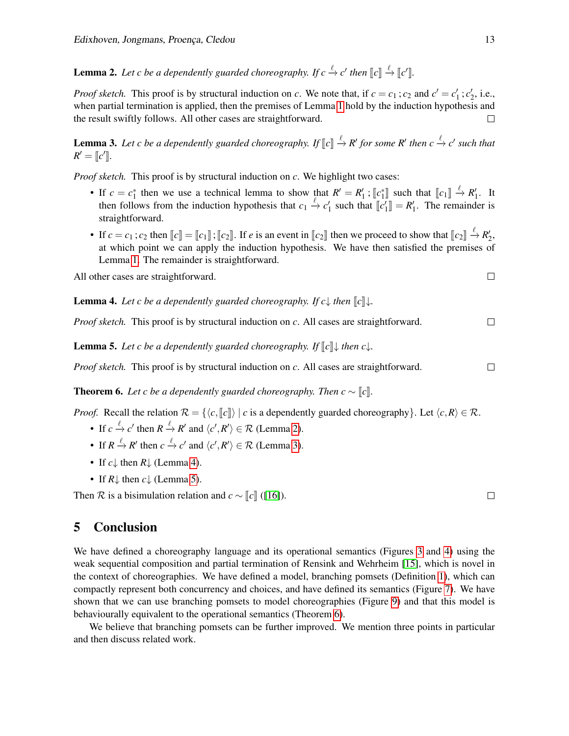**Lemma 2.** *Let $c$ be a dependently guarded choreography. If $c \xrightarrow{\ell} c'$ then $[\![c]\!] \xrightarrow{\ell} [\![c']\!]$.*

*Proof sketch.* This proof is by structural induction on $c$. We note that, if $c = c_1\,;c_2$ and $c' = c_1'\,;c_2'$, i.e., when partial termination is applied, then the premises of Lemma 1 hold by the induction hypothesis and the result swiftly follows. All other cases are straightforward. □

**Lemma 3.** *Let $c$ be a dependently guarded choreography. If $[\![c]\!] \xrightarrow{\ell} R'$ for some $R'$ then $c \xrightarrow{\ell} c'$ such that $R' = [\![c']\!]$.*

*Proof sketch.* This proof is by structural induction on $c$. We highlight two cases:

- If $c = c_1^*$ then we use a technical lemma to show that $R' = R_1'\,;[\![c_1^*]\!]$ such that $[\![c_1]\!] \xrightarrow{\ell} R_1'$. It then follows from the induction hypothesis that $c_1 \xrightarrow{\ell} c_1'$ such that $[\![c_1']\!] = R_1'$. The remainder is straightforward.
- If $c = c_1\,;c_2$ then $[\![c]\!] = [\![c_1]\!]\,;[\![c_2]\!]$. If $e$ is an event in $[\![c_2]\!]$ then we proceed to show that $[\![c_2]\!] \xrightarrow{\ell} R_2'$, at which point we can apply the induction hypothesis. We have then satisfied the premises of Lemma 1. The remainder is straightforward.

All other cases are straightforward. □

**Lemma 4.** *Let $c$ be a dependently guarded choreography. If $c\!\downarrow$ then $[\![c]\!]\!\downarrow$.*

*Proof sketch.* This proof is by structural induction on $c$. All cases are straightforward. □

**Lemma 5.** *Let $c$ be a dependently guarded choreography. If $[\![c]\!]\!\downarrow$ then $c\!\downarrow$.*

*Proof sketch.* This proof is by structural induction on $c$. All cases are straightforward. □

**Theorem 6.** *Let $c$ be a dependently guarded choreography. Then $c \sim [\![c]\!]$.*

*Proof.* Recall the relation $\mathcal{R} = \{\langle c, [\![c]\!]\rangle \mid c \text{ is a dependently guarded choreography}\}$. Let $\langle c, R\rangle \in \mathcal{R}$.

- If $c \xrightarrow{\ell} c'$ then $R \xrightarrow{\ell} R'$ and $\langle c', R'\rangle \in \mathcal{R}$ (Lemma 2).
- If $R \xrightarrow{\ell} R'$ then $c \xrightarrow{\ell} c'$ and $\langle c', R'\rangle \in \mathcal{R}$ (Lemma 3).
- If $c\!\downarrow$ then $R\!\downarrow$ (Lemma 4).
- If $R\!\downarrow$ then $c\!\downarrow$ (Lemma 5).

Then $\mathcal{R}$ is a bisimulation relation and $c \sim [\![c]\!]$ ([16]). □

# 5 Conclusion

We have defined a choreography language and its operational semantics (Figures 3 and 4) using the weak sequential composition and partial termination of Rensink and Wehrheim [15], which is novel in the context of choreographies. We have defined a model, branching pomsets (Definition 1), which can compactly represent both concurrency and choices, and have defined its semantics (Figure 7). We have shown that we can use branching pomsets to model choreographies (Figure 9) and that this model is behaviourally equivalent to the operational semantics (Theorem 6).

We believe that branching pomsets can be further improved. We mention three points in particular and then discuss related work.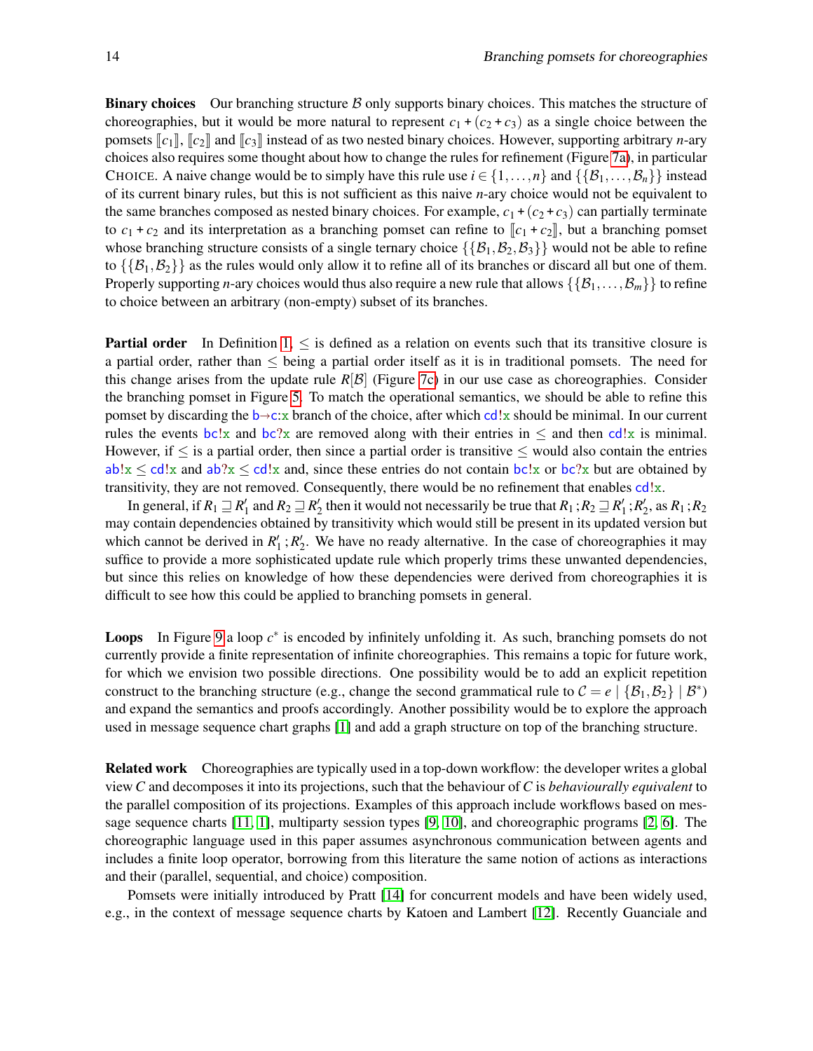**Binary choices** Our branching structure $\mathcal{B}$ only supports binary choices. This matches the structure of choreographies, but it would be more natural to represent $c_1 + (c_2 + c_3)$ as a single choice between the pomsets $[\![c_1]\!]$, $[\![c_2]\!]$ and $[\![c_3]\!]$ instead of as two nested binary choices. However, supporting arbitrary $n$-ary choices also requires some thought about how to change the rules for refinement (Figure 7a), in particular CHOICE. A naive change would be to simply have this rule use $i \in \{1,\dots,n\}$ and $\{\{\mathcal{B}_1,\dots,\mathcal{B}_n\}\}$ instead of its current binary rules, but this is not sufficient as this naive $n$-ary choice would not be equivalent to the same branches composed as nested binary choices. For example, $c_1 + (c_2 + c_3)$ can partially terminate to $c_1 + c_2$ and its interpretation as a branching pomset can refine to $[\![c_1 + c_2]\!]$, but a branching pomset whose branching structure consists of a single ternary choice $\{\{\mathcal{B}_1,\mathcal{B}_2,\mathcal{B}_3\}\}$ would not be able to refine to $\{\{\mathcal{B}_1,\mathcal{B}_2\}\}$ as the rules would only allow it to refine all of its branches or discard all but one of them. Properly supporting $n$-ary choices would thus also require a new rule that allows $\{\{\mathcal{B}_1,\dots,\mathcal{B}_m\}\}$ to refine to choice between an arbitrary (non-empty) subset of its branches.

**Partial order** In Definition 1, $\leq$ is defined as a relation on events such that its transitive closure is a partial order, rather than $\leq$ being a partial order itself as it is in traditional pomsets. The need for this change arises from the update rule $R[\mathcal{B}]$ (Figure 7c) in our use case as choreographies. Consider the branching pomset in Figure 5. To match the operational semantics, we should be able to refine this pomset by discarding the b→c:x branch of the choice, after which cd!x should be minimal. In our current rules the events bc!x and bc?x are removed along with their entries in $\leq$ and then cd!x is minimal. However, if $\leq$ is a partial order, then since a partial order is transitive $\leq$ would also contain the entries ab!x $\leq$ cd!x and ab?x $\leq$ cd!x and, since these entries do not contain bc!x or bc?x but are obtained by transitivity, they are not removed. Consequently, there would be no refinement that enables cd!x.

In general, if $R_1 \sqsupseteq R_1'$ and $R_2 \sqsupseteq R_2'$ then it would not necessarily be true that $R_1\,;R_2 \sqsupseteq R_1'\,;R_2'$, as $R_1\,;R_2$ may contain dependencies obtained by transitivity which would still be present in its updated version but which cannot be derived in $R_1'\,;R_2'$. We have no ready alternative. In the case of choreographies it may suffice to provide a more sophisticated update rule which properly trims these unwanted dependencies, but since this relies on knowledge of how these dependencies were derived from choreographies it is difficult to see how this could be applied to branching pomsets in general.

**Loops** In Figure 9 a loop $c^*$ is encoded by infinitely unfolding it. As such, branching pomsets do not currently provide a finite representation of infinite choreographies. This remains a topic for future work, for which we envision two possible directions. One possibility would be to add an explicit repetition construct to the branching structure (e.g., change the second grammatical rule to $\mathcal{C} = e \mid \{\mathcal{B}_1,\mathcal{B}_2\} \mid \mathcal{B}^*$) and expand the semantics and proofs accordingly. Another possibility would be to explore the approach used in message sequence chart graphs [1] and add a graph structure on top of the branching structure.

**Related work** Choreographies are typically used in a top-down workflow: the developer writes a global view $C$ and decomposes it into its projections, such that the behaviour of $C$ is *behaviourally equivalent* to the parallel composition of its projections. Examples of this approach include workflows based on message sequence charts [11, 1], multiparty session types [9, 10], and choreographic programs [2, 6]. The choreographic language used in this paper assumes asynchronous communication between agents and includes a finite loop operator, borrowing from this literature the same notion of actions as interactions and their (parallel, sequential, and choice) composition.

Pomsets were initially introduced by Pratt [14] for concurrent models and have been widely used, e.g., in the context of message sequence charts by Katoen and Lambert [12]. Recently Guanciale and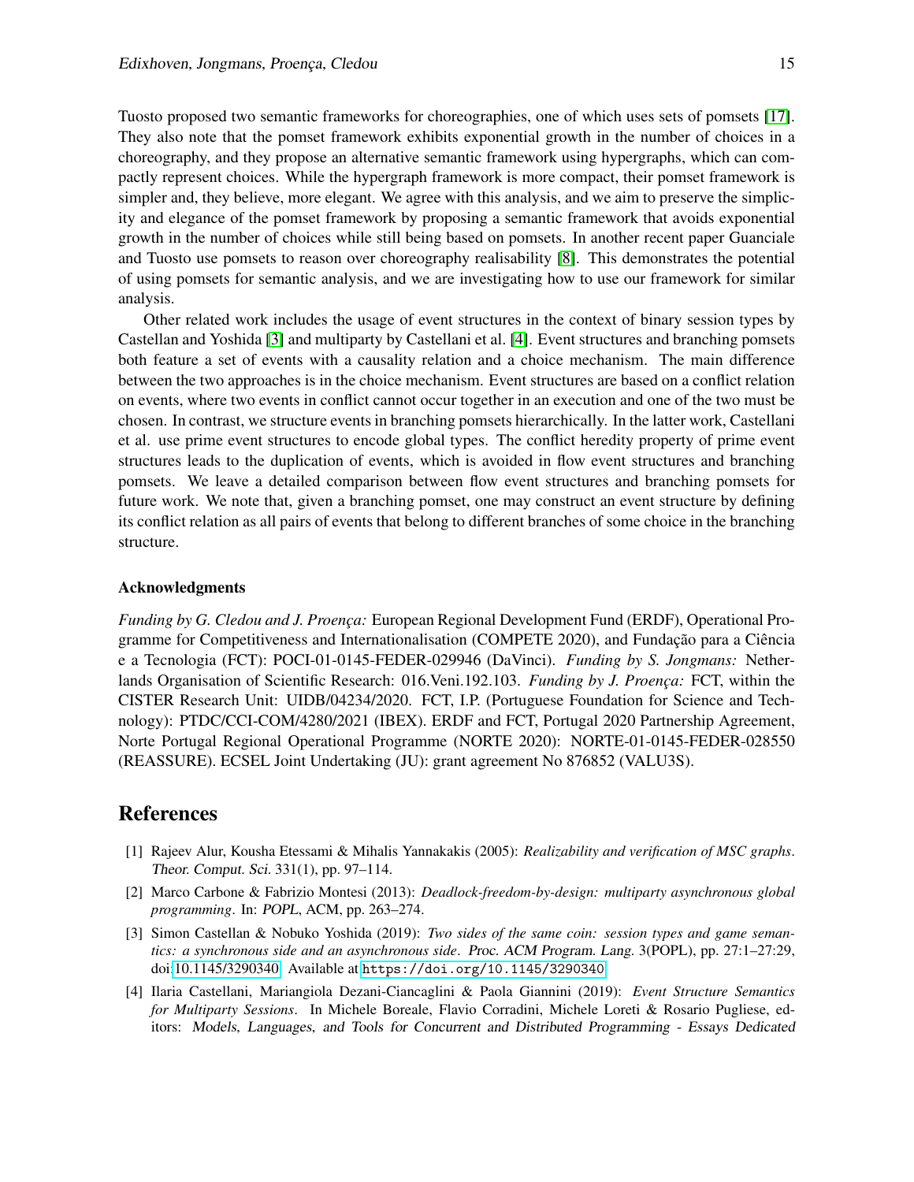Tuosto proposed two semantic frameworks for choreographies, one of which uses sets of pomsets [17]. They also note that the pomset framework exhibits exponential growth in the number of choices in a choreography, and they propose an alternative semantic framework using hypergraphs, which can compactly represent choices. While the hypergraph framework is more compact, their pomset framework is simpler and, they believe, more elegant. We agree with this analysis, and we aim to preserve the simplicity and elegance of the pomset framework by proposing a semantic framework that avoids exponential growth in the number of choices while still being based on pomsets. In another recent paper Guanciale and Tuosto use pomsets to reason over choreography realisability [8]. This demonstrates the potential of using pomsets for semantic analysis, and we are investigating how to use our framework for similar analysis.

Other related work includes the usage of event structures in the context of binary session types by Castellan and Yoshida [3] and multiparty by Castellani et al. [4]. Event structures and branching pomsets both feature a set of events with a causality relation and a choice mechanism. The main difference between the two approaches is in the choice mechanism. Event structures are based on a conflict relation on events, where two events in conflict cannot occur together in an execution and one of the two must be chosen. In contrast, we structure events in branching pomsets hierarchically. In the latter work, Castellani et al. use prime event structures to encode global types. The conflict heredity property of prime event structures leads to the duplication of events, which is avoided in flow event structures and branching pomsets. We leave a detailed comparison between flow event structures and branching pomsets for future work. We note that, given a branching pomset, one may construct an event structure by defining its conflict relation as all pairs of events that belong to different branches of some choice in the branching structure.

### Acknowledgments

*Funding by G. Cledou and J. Proença:* European Regional Development Fund (ERDF), Operational Programme for Competitiveness and Internationalisation (COMPETE 2020), and Fundação para a Ciência e a Tecnologia (FCT): POCI-01-0145-FEDER-029946 (DaVinci). *Funding by S. Jongmans:* Netherlands Organisation of Scientific Research: 016.Veni.192.103. *Funding by J. Proença:* FCT, within the CISTER Research Unit: UIDB/04234/2020. FCT, I.P. (Portuguese Foundation for Science and Technology): PTDC/CCI-COM/4280/2021 (IBEX). ERDF and FCT, Portugal 2020 Partnership Agreement, Norte Portugal Regional Operational Programme (NORTE 2020): NORTE-01-0145-FEDER-028550 (REASSURE). ECSEL Joint Undertaking (JU): grant agreement No 876852 (VALU3S).

## References

[1] Rajeev Alur, Kousha Etessami & Mihalis Yannakakis (2005): *Realizability and verification of MSC graphs*. Theor. Comput. Sci. 331(1), pp. 97–114.

[2] Marco Carbone & Fabrizio Montesi (2013): *Deadlock-freedom-by-design: multiparty asynchronous global programming*. In: POPL, ACM, pp. 263–274.

[3] Simon Castellan & Nobuko Yoshida (2019): *Two sides of the same coin: session types and game semantics: a synchronous side and an asynchronous side*. Proc. ACM Program. Lang. 3(POPL), pp. 27:1–27:29, doi:10.1145/3290340. Available at `https://doi.org/10.1145/3290340`.

[4] Ilaria Castellani, Mariangiola Dezani-Ciancaglini & Paola Giannini (2019): *Event Structure Semantics for Multiparty Sessions*. In Michele Boreale, Flavio Corradini, Michele Loreti & Rosario Pugliese, editors: Models, Languages, and Tools for Concurrent and Distributed Programming - Essays Dedicated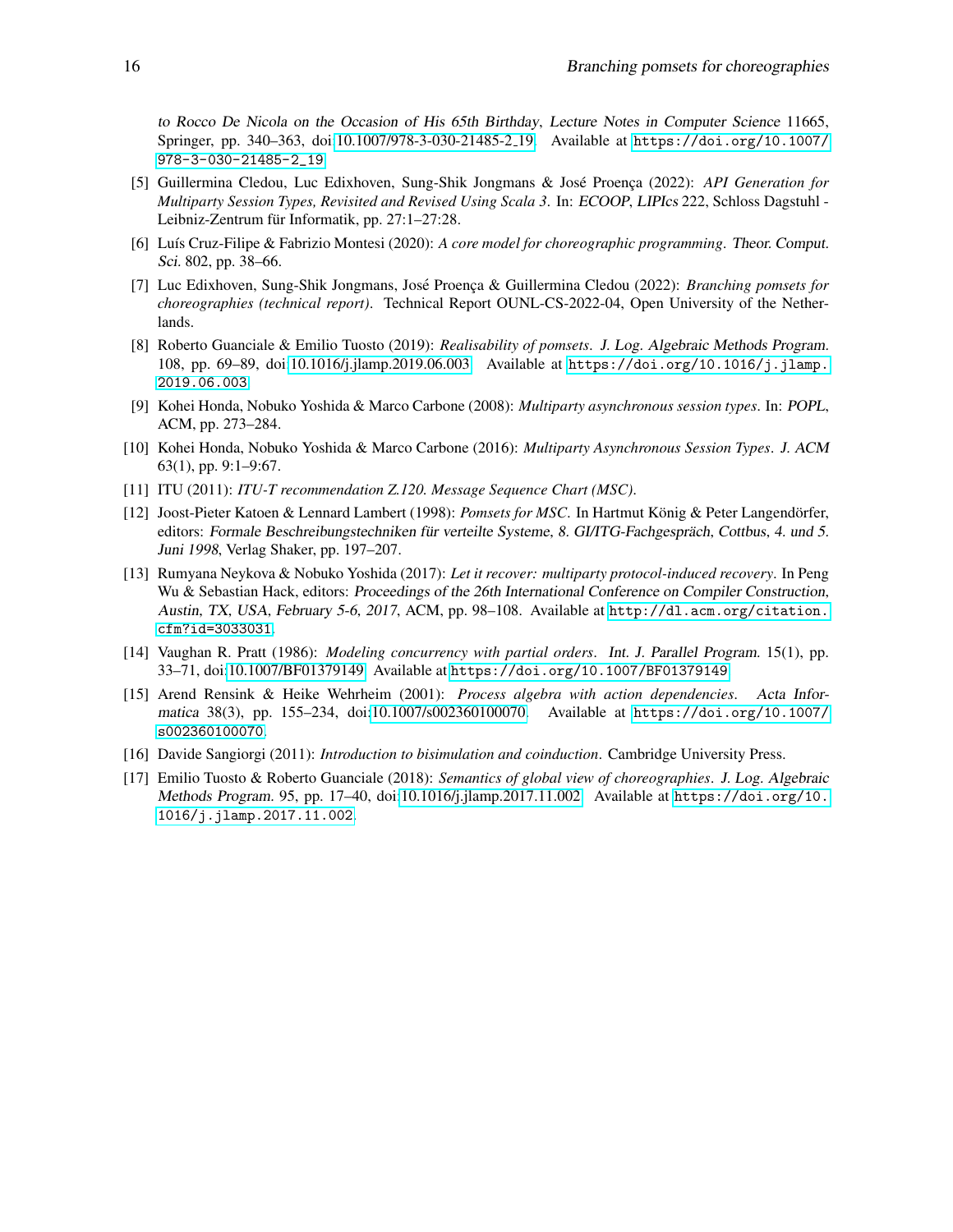*to Rocco De Nicola on the Occasion of His 65th Birthday*, *Lecture Notes in Computer Science* 11665, Springer, pp. 340–363, doi:10.1007/978-3-030-21485-2_19. Available at https://doi.org/10.1007/978-3-030-21485-2_19.

[5] Guillermina Cledou, Luc Edixhoven, Sung-Shik Jongmans & José Proença (2022): *API Generation for Multiparty Session Types, Revisited and Revised Using Scala 3*. In: *ECOOP*, *LIPIcs* 222, Schloss Dagstuhl - Leibniz-Zentrum für Informatik, pp. 27:1–27:28.

[6] Luís Cruz-Filipe & Fabrizio Montesi (2020): *A core model for choreographic programming*. *Theor. Comput. Sci.* 802, pp. 38–66.

[7] Luc Edixhoven, Sung-Shik Jongmans, José Proença & Guillermina Cledou (2022): *Branching pomsets for choreographies (technical report)*. Technical Report OUNL-CS-2022-04, Open University of the Netherlands.

[8] Roberto Guanciale & Emilio Tuosto (2019): *Realisability of pomsets*. *J. Log. Algebraic Methods Program.* 108, pp. 69–89, doi:10.1016/j.jlamp.2019.06.003. Available at https://doi.org/10.1016/j.jlamp.2019.06.003.

[9] Kohei Honda, Nobuko Yoshida & Marco Carbone (2008): *Multiparty asynchronous session types*. In: *POPL*, ACM, pp. 273–284.

[10] Kohei Honda, Nobuko Yoshida & Marco Carbone (2016): *Multiparty Asynchronous Session Types*. *J. ACM* 63(1), pp. 9:1–9:67.

[11] ITU (2011): *ITU-T recommendation Z.120. Message Sequence Chart (MSC)*.

[12] Joost-Pieter Katoen & Lennard Lambert (1998): *Pomsets for MSC*. In Hartmut König & Peter Langendörfer, editors: *Formale Beschreibungstechniken für verteilte Systeme, 8. GI/ITG-Fachgespräch, Cottbus, 4. und 5. Juni 1998*, Verlag Shaker, pp. 197–207.

[13] Rumyana Neykova & Nobuko Yoshida (2017): *Let it recover: multiparty protocol-induced recovery*. In Peng Wu & Sebastian Hack, editors: *Proceedings of the 26th International Conference on Compiler Construction, Austin, TX, USA, February 5-6, 2017*, ACM, pp. 98–108. Available at http://dl.acm.org/citation.cfm?id=3033031.

[14] Vaughan R. Pratt (1986): *Modeling concurrency with partial orders*. *Int. J. Parallel Program.* 15(1), pp. 33–71, doi:10.1007/BF01379149. Available at https://doi.org/10.1007/BF01379149.

[15] Arend Rensink & Heike Wehrheim (2001): *Process algebra with action dependencies*. *Acta Informatica* 38(3), pp. 155–234, doi:10.1007/s002360100070. Available at https://doi.org/10.1007/s002360100070.

[16] Davide Sangiorgi (2011): *Introduction to bisimulation and coinduction*. Cambridge University Press.

[17] Emilio Tuosto & Roberto Guanciale (2018): *Semantics of global view of choreographies*. *J. Log. Algebraic Methods Program.* 95, pp. 17–40, doi:10.1016/j.jlamp.2017.11.002. Available at https://doi.org/10.1016/j.jlamp.2017.11.002.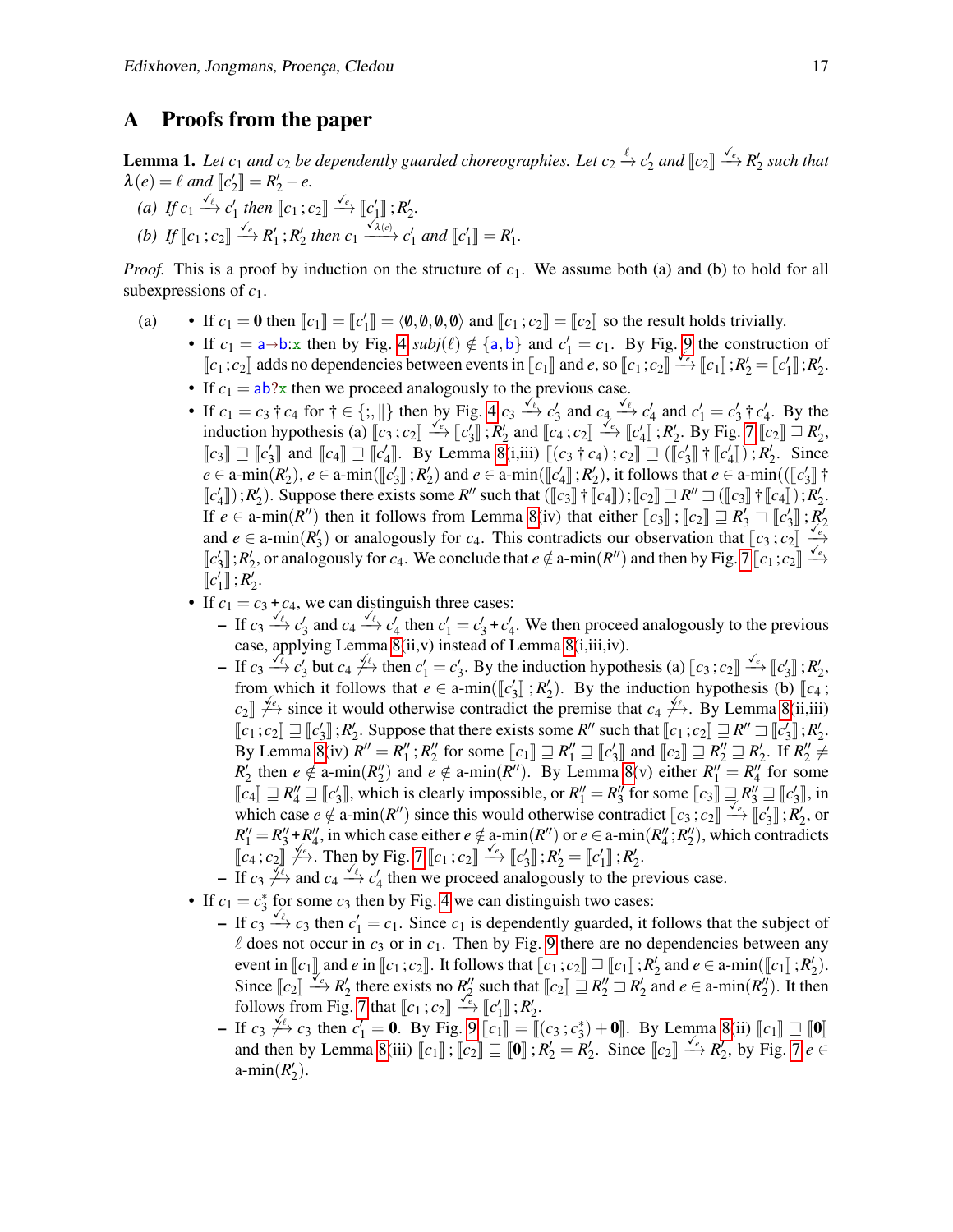# A Proofs from the paper

**Lemma 1.** *Let $c_1$ and $c_2$ be dependently guarded choreographies. Let $c_2 \xrightarrow{\ell} c_2'$ and $[\![c_2]\!] \xrightarrow{\checkmark_e} R_2'$ such that $\lambda(e) = \ell$ and $[\![c_2']\!] = R_2' - e$.*

*(a) If $c_1 \xrightarrow{\checkmark_\ell} c_1'$ then $[\![c_1\,;c_2]\!] \xrightarrow{\checkmark_e} [\![c_1']\!]\,;R_2'$.*

*(b) If $[\![c_1\,;c_2]\!] \xrightarrow{\checkmark_e} R_1'\,;R_2'$ then $c_1 \xrightarrow{\checkmark_{\lambda(e)}} c_1'$ and $[\![c_1']\!] = R_1'$.*

*Proof.* This is a proof by induction on the structure of $c_1$. We assume both (a) and (b) to hold for all subexpressions of $c_1$.

(a)
- If $c_1 = \mathbf{0}$ then $[\![c_1]\!] = [\![c_1']\!] = \langle \emptyset, \emptyset, \emptyset, \emptyset \rangle$ and $[\![c_1\,;c_2]\!] = [\![c_2]\!]$ so the result holds trivially.
- If $c_1 = \mathtt{a}{\to}\mathtt{b}{:}\mathtt{x}$ then by Fig. 4 $subj(\ell) \notin \{\mathtt{a}, \mathtt{b}\}$ and $c_1' = c_1$. By Fig. 9 the construction of $[\![c_1\,;c_2]\!]$ adds no dependencies between events in $[\![c_1]\!]$ and $e$, so $[\![c_1\,;c_2]\!] \xrightarrow{\checkmark_e} [\![c_1]\!]\,;R_2' = [\![c_1']\!]\,;R_2'$.
- If $c_1 = \mathtt{ab}?\mathtt{x}$ then we proceed analogously to the previous case.
- If $c_1 = c_3 \dagger c_4$ for $\dagger \in \{;, \|\}$ then by Fig. 4 $c_3 \xrightarrow{\checkmark_\ell} c_3'$ and $c_4 \xrightarrow{\checkmark_\ell} c_4'$ and $c_1' = c_3' \dagger c_4'$. By the induction hypothesis (a) $[\![c_3\,;c_2]\!] \xrightarrow{\checkmark_e} [\![c_3']\!]\,;R_2'$ and $[\![c_4\,;c_2]\!] \xrightarrow{\checkmark_e} [\![c_4']\!]\,;R_2'$. By Fig. 7 $[\![c_2]\!] \sqsupseteq R_2'$, $[\![c_3]\!] \sqsupseteq [\![c_3']\!]$ and $[\![c_4]\!] \sqsupseteq [\![c_4']\!]$. By Lemma 8(i,iii) $[\![(c_3 \dagger c_4)\,;c_2]\!] \sqsupseteq ([\![c_3']\!] \dagger [\![c_4']\!])\,;R_2'$. Since $e \in \text{a-min}(R_2')$, $e \in \text{a-min}([\![c_3']\!]\,;R_2')$ and $e \in \text{a-min}([\![c_4']\!]\,;R_2')$, it follows that $e \in \text{a-min}(([\![c_3']\!] \dagger [\![c_4']\!])\,;R_2')$. Suppose there exists some $R''$ such that $([\![c_3]\!] \dagger [\![c_4]\!])\,;[\![c_2]\!] \sqsupseteq R'' \sqsupset ([\![c_3]\!] \dagger [\![c_4]\!])\,;R_2'$. If $e \in \text{a-min}(R'')$ then it follows from Lemma 8(iv) that either $[\![c_3]\!]\,;[\![c_2]\!] \sqsupseteq R_3' \sqsupset [\![c_3']\!]\,;R_2'$ and $e \in \text{a-min}(R_3')$ or analogously for $c_4$. This contradicts our observation that $[\![c_3\,;c_2]\!] \xrightarrow{\checkmark_e} [\![c_3']\!]\,;R_2'$, or analogously for $c_4$. We conclude that $e \notin \text{a-min}(R'')$ and then by Fig. 7 $[\![c_1\,;c_2]\!] \xrightarrow{\checkmark_e} [\![c_1']\!]\,;R_2'$.
- If $c_1 = c_3 + c_4$, we can distinguish three cases:
  - If $c_3 \xrightarrow{\checkmark_\ell} c_3'$ and $c_4 \xrightarrow{\checkmark_\ell} c_4'$ then $c_1' = c_3' + c_4'$. We then proceed analogously to the previous case, applying Lemma 8(ii,v) instead of Lemma 8(i,iii,iv).
  - If $c_3 \xrightarrow{\checkmark_\ell} c_3'$ but $c_4 \not\xrightarrow{\checkmark_\ell}$ then $c_1' = c_3'$. By the induction hypothesis (a) $[\![c_3\,;c_2]\!] \xrightarrow{\checkmark_e} [\![c_3']\!]\,;R_2'$, from which it follows that $e \in \text{a-min}([\![c_3']\!]\,;R_2')$. By the induction hypothesis (b) $[\![c_4\,;c_2]\!] \not\xrightarrow{\checkmark_e}$ since it would otherwise contradict the premise that $c_4 \not\xrightarrow{\checkmark_\ell}$. By Lemma 8(ii,iii) $[\![c_1\,;c_2]\!] \sqsupseteq [\![c_3']\!]\,;R_2'$. Suppose that there exists some $R''$ such that $[\![c_1\,;c_2]\!] \sqsupseteq R'' \sqsupset [\![c_3']\!]\,;R_2'$. By Lemma 8(iv) $R'' = R_1''\,;R_2''$ for some $[\![c_1]\!] \sqsupseteq R_1'' \sqsupseteq [\![c_3']\!]$ and $[\![c_2]\!] \sqsupseteq R_2'' \sqsupseteq R_2'$. If $R_2'' \neq R_2'$ then $e \notin \text{a-min}(R_2'')$ and $e \notin \text{a-min}(R'')$. By Lemma 8(v) either $R_1'' = R_4''$ for some $[\![c_4]\!] \sqsupseteq R_4'' \sqsupseteq [\![c_3']\!]$, which is clearly impossible, or $R_1'' = R_3''$ for some $[\![c_3]\!] \sqsupseteq R_3'' \sqsupseteq [\![c_3']\!]$, in which case $e \notin \text{a-min}(R'')$ since this would otherwise contradict $[\![c_3\,;c_2]\!] \xrightarrow{\checkmark_e} [\![c_3']\!]\,;R_2'$, or $R_1'' = R_3'' + R_4''$, in which case either $e \notin \text{a-min}(R'')$ or $e \in \text{a-min}(R_4''\,;R_2'')$, which contradicts $[\![c_4\,;c_2]\!] \not\xrightarrow{\checkmark_e}$. Then by Fig. 7 $[\![c_1\,;c_2]\!] \xrightarrow{\checkmark_e} [\![c_3']\!]\,;R_2' = [\![c_1']\!]\,;R_2'$.
  - If $c_3 \not\xrightarrow{\checkmark_\ell}$ and $c_4 \xrightarrow{\checkmark_\ell} c_4'$ then we proceed analogously to the previous case.
- If $c_1 = c_3^*$ for some $c_3$ then by Fig. 4 we can distinguish two cases:
  - If $c_3 \xrightarrow{\checkmark_\ell} c_3$ then $c_1' = c_1$. Since $c_1$ is dependently guarded, it follows that the subject of $\ell$ does not occur in $c_3$ or in $c_1$. Then by Fig. 9 there are no dependencies between any event in $[\![c_1]\!]$ and $e$ in $[\![c_1\,;c_2]\!]$. It follows that $[\![c_1\,;c_2]\!] \sqsupseteq [\![c_1]\!]\,;R_2'$ and $e \in \text{a-min}([\![c_1]\!]\,;R_2')$. Since $[\![c_2]\!] \xrightarrow{\checkmark_e} R_2'$ there exists no $R_2''$ such that $[\![c_2]\!] \sqsupseteq R_2'' \sqsupset R_2'$ and $e \in \text{a-min}(R_2'')$. It then follows from Fig. 7 that $[\![c_1\,;c_2]\!] \xrightarrow{\checkmark_e} [\![c_1']\!]\,;R_2'$.
  - If $c_3 \not\xrightarrow{\checkmark_\ell} c_3$ then $c_1' = \mathbf{0}$. By Fig. 9 $[\![c_1]\!] = [\![(c_3\,;c_3^*) + \mathbf{0}]\!]$. By Lemma 8(ii) $[\![c_1]\!] \sqsupseteq [\![\mathbf{0}]\!]$ and then by Lemma 8(iii) $[\![c_1]\!]\,;[\![c_2]\!] \sqsupseteq [\![\mathbf{0}]\!]\,;R_2' = R_2'$. Since $[\![c_2]\!] \xrightarrow{\checkmark_e} R_2'$, by Fig. 7 $e \in \text{a-min}(R_2')$.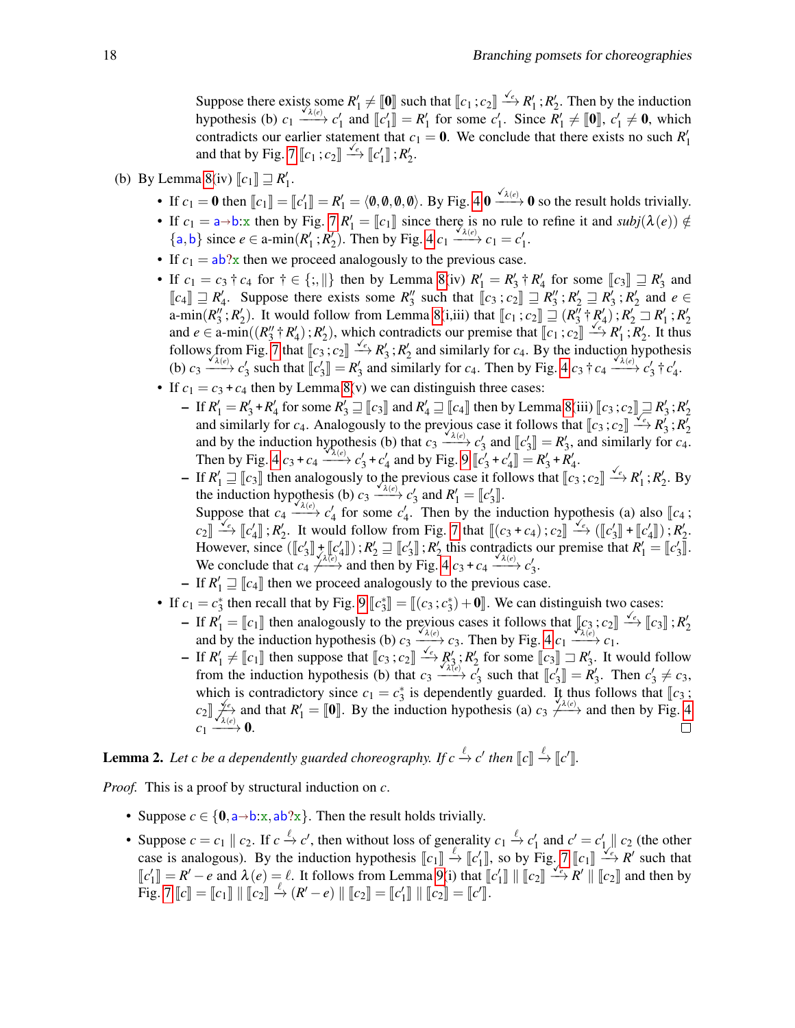Suppose there exists some $R'_1 \neq [\![\mathbf{0}]\!]$ such that $[\![c_1\,;c_2]\!] \xrightarrow{\checkmark_e} R'_1\,;R'_2$. Then by the induction hypothesis (b) $c_1 \xrightarrow{\checkmark_{\lambda(e)}} c'_1$ and $[\![c'_1]\!] = R'_1$ for some $c'_1$. Since $R'_1 \neq [\![\mathbf{0}]\!]$, $c'_1 \neq \mathbf{0}$, which contradicts our earlier statement that $c_1 = \mathbf{0}$. We conclude that there exists no such $R'_1$ and that by Fig. 7 $[\![c_1\,;c_2]\!] \xrightarrow{\checkmark_e} [\![c'_1]\!]\,;R'_2$.

(b) By Lemma 8(iv) $[\![c_1]\!] \sqsupseteq R'_1$.

- If $c_1 = \mathbf{0}$ then $[\![c_1]\!] = [\![c'_1]\!] = R'_1 = \langle \emptyset,\emptyset,\emptyset,\emptyset\rangle$. By Fig. 4 $\mathbf{0} \xrightarrow{\checkmark_{\lambda(e)}} \mathbf{0}$ so the result holds trivially.
- If $c_1 = \mathtt{a}{\rightarrow}\mathtt{b}{:}\mathtt{x}$ then by Fig. 7 $R'_1 = [\![c_1]\!]$ since there is no rule to refine it and $subj(\lambda(e)) \notin \{\mathtt{a},\mathtt{b}\}$ since $e \in$ a-min$(R'_1\,;R'_2)$. Then by Fig. 4 $c_1 \xrightarrow{\checkmark_{\lambda(e)}} c_1 = c'_1$.
- If $c_1 = \mathtt{ab}?\mathtt{x}$ then we proceed analogously to the previous case.
- If $c_1 = c_3 \dagger c_4$ for $\dagger \in \{;,\|\}$ then by Lemma 8(iv) $R'_1 = R'_3 \dagger R'_4$ for some $[\![c_3]\!] \sqsupseteq R'_3$ and $[\![c_4]\!] \sqsupseteq R'_4$. Suppose there exists some $R''_3$ such that $[\![c_3\,;c_2]\!] \sqsupseteq R''_3\,;R'_2 \sqsupseteq R'_3\,;R'_2$ and $e \in$ a-min$(R''_3\,;R'_2)$. It would follow from Lemma 8(i,iii) that $[\![c_1\,;c_2]\!] \sqsupseteq (R''_3 \dagger R'_4)\,;R'_2 \sqsupset R'_1\,;R'_2$ and $e \in$ a-min$((R''_3 \dagger R'_4)\,;R'_2)$, which contradicts our premise that $[\![c_1\,;c_2]\!] \xrightarrow{\checkmark_e} R'_1\,;R'_2$. It thus follows from Fig. 7 that $[\![c_3\,;c_2]\!] \xrightarrow{\checkmark_e} R'_3\,;R'_2$ and similarly for $c_4$. By the induction hypothesis (b) $c_3 \xrightarrow{\checkmark_{\lambda(e)}} c'_3$ such that $[\![c'_3]\!] = R'_3$ and similarly for $c_4$. Then by Fig. 4 $c_3 \dagger c_4 \xrightarrow{\checkmark_{\lambda(e)}} c'_3 \dagger c'_4$.
- If $c_1 = c_3 + c_4$ then by Lemma 8(v) we can distinguish three cases:
  - If $R'_1 = R'_3 + R'_4$ for some $R'_3 \sqsupseteq [\![c_3]\!]$ and $R'_4 \sqsupseteq [\![c_4]\!]$ then by Lemma 8(iii) $[\![c_3\,;c_2]\!] \sqsupseteq R'_3\,;R'_2$ and similarly for $c_4$. Analogously to the previous case it follows that $[\![c_3\,;c_2]\!] \xrightarrow{\checkmark_e} R'_3\,;R'_2$ and by the induction hypothesis (b) that $c_3 \xrightarrow{\checkmark_{\lambda(e)}} c'_3$ and $[\![c'_3]\!] = R'_3$, and similarly for $c_4$. Then by Fig. 4 $c_3 + c_4 \xrightarrow{\checkmark_{\lambda(e)}} c'_3 + c'_4$ and by Fig. 9 $[\![c'_3 + c'_4]\!] = R'_3 + R'_4$.
  - If $R'_1 \sqsupseteq [\![c_3]\!]$ then analogously to the previous case it follows that $[\![c_3\,;c_2]\!] \xrightarrow{\checkmark_e} R'_1\,;R'_2$. By the induction hypothesis (b) $c_3 \xrightarrow{\checkmark_{\lambda(e)}} c'_3$ and $R'_1 = [\![c'_3]\!]$.
    Suppose that $c_4 \xrightarrow{\checkmark_{\lambda(e)}} c'_4$ for some $c'_4$. Then by the induction hypothesis (a) also $[\![c_4\,;c_2]\!] \xrightarrow{\checkmark_e} [\![c'_4]\!]\,;R'_2$. It would follow from Fig. 7 that $[\![(c_3 + c_4)\,;c_2]\!] \xrightarrow{\checkmark_e} ([\![c'_3]\!] + [\![c'_4]\!])\,;R'_2$. However, since $([\![c'_3]\!] + [\![c'_4]\!])\,;R'_2 \sqsupseteq [\![c'_3]\!]\,;R'_2$ this contradicts our premise that $R'_1 = [\![c'_3]\!]$. We conclude that $c_4 \not\xrightarrow{\checkmark_{\lambda(e)}}$ and then by Fig. 4 $c_3 + c_4 \xrightarrow{\checkmark_{\lambda(e)}} c'_3$.
  - If $R'_1 \sqsupseteq [\![c_4]\!]$ then we proceed analogously to the previous case.
- If $c_1 = c_3^*$ then recall that by Fig. 9 $[\![c_3^*]\!] = [\![(c_3\,;c_3^*) + \mathbf{0}]\!]$. We can distinguish two cases:
  - If $R'_1 = [\![c_1]\!]$ then analogously to the previous cases it follows that $[\![c_3\,;c_2]\!] \xrightarrow{\checkmark_e} [\![c_3]\!]\,;R'_2$ and by the induction hypothesis (b) $c_3 \xrightarrow{\checkmark_{\lambda(e)}} c_3$. Then by Fig. 4 $c_1 \xrightarrow{\checkmark_{\lambda(e)}} c_1$.
  - If $R'_1 \neq [\![c_1]\!]$ then suppose that $[\![c_3\,;c_2]\!] \xrightarrow{\checkmark_e} R'_3\,;R'_2$ for some $[\![c_3]\!] \sqsupset R'_3$. It would follow from the induction hypothesis (b) that $c_3 \xrightarrow{\checkmark_{\lambda(e)}} c'_3$ such that $[\![c'_3]\!] = R'_3$. Then $c'_3 \neq c_3$, which is contradictory since $c_1 = c_3^*$ is dependently guarded. It thus follows that $[\![c_3\,;c_2]\!] \not\xrightarrow{\checkmark_e}$ and that $R'_1 = [\![\mathbf{0}]\!]$. By the induction hypothesis (a) $c_3 \not\xrightarrow{\checkmark_{\lambda(e)}}$ and then by Fig. 4 $c_1 \xrightarrow{\checkmark_{\lambda(e)}} \mathbf{0}$. □

**Lemma 2.** *Let $c$ be a dependently guarded choreography. If $c \xrightarrow{\ell} c'$ then $[\![c]\!] \xrightarrow{\ell} [\![c']\!]$.*

*Proof.* This is a proof by structural induction on $c$.

- Suppose $c \in \{\mathbf{0}, \mathtt{a}{\rightarrow}\mathtt{b}{:}\mathtt{x}, \mathtt{ab}?\mathtt{x}\}$. Then the result holds trivially.
- Suppose $c = c_1 \parallel c_2$. If $c \xrightarrow{\ell} c'$, then without loss of generality $c_1 \xrightarrow{\ell} c'_1$ and $c' = c'_1 \parallel c_2$ (the other case is analogous). By the induction hypothesis $[\![c_1]\!] \xrightarrow{\ell} [\![c'_1]\!]$, so by Fig. 7 $[\![c_1]\!] \xrightarrow{\checkmark_e} R'$ such that $[\![c'_1]\!] = R' - e$ and $\lambda(e) = \ell$. It follows from Lemma 9(i) that $[\![c'_1]\!] \parallel [\![c_2]\!] \xrightarrow{\checkmark_e} R' \parallel [\![c_2]\!]$ and then by Fig. 7 $[\![c]\!] = [\![c_1]\!] \parallel [\![c_2]\!] \xrightarrow{\ell} (R' - e) \parallel [\![c_2]\!] = [\![c'_1]\!] \parallel [\![c_2]\!] = [\![c']\!]$.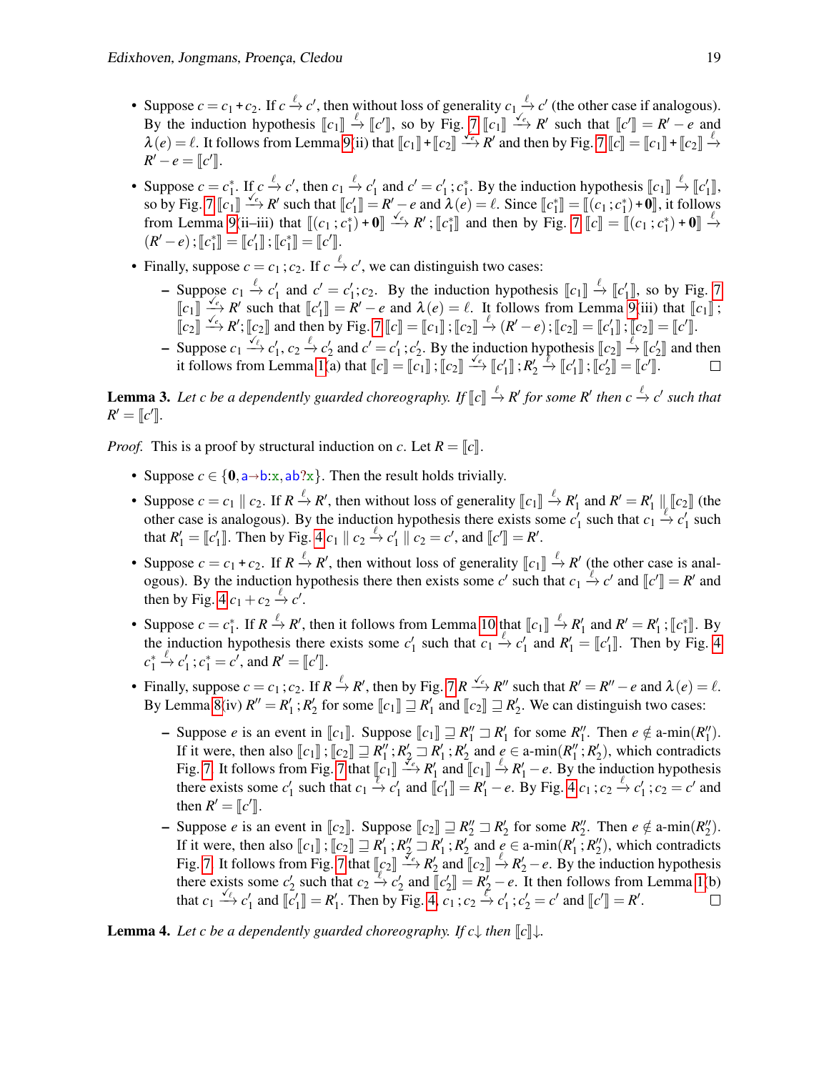- Suppose $c = c_1 + c_2$. If $c \xrightarrow{\ell} c'$, then without loss of generality $c_1 \xrightarrow{\ell} c'$ (the other case if analogous). By the induction hypothesis $[\![c_1]\!] \xrightarrow{\ell} [\![c']\!]$, so by Fig. 7 $[\![c_1]\!] \xrightarrow{\checkmark_e} R'$ such that $[\![c']\!] = R' - e$ and $\lambda(e) = \ell$. It follows from Lemma 9(ii) that $[\![c_1]\!] + [\![c_2]\!] \xrightarrow{\checkmark_e} R'$ and then by Fig. 7 $[\![c]\!] = [\![c_1]\!] + [\![c_2]\!] \xrightarrow{\ell} R' - e = [\![c']\!]$.

- Suppose $c = c_1^*$. If $c \xrightarrow{\ell} c'$, then $c_1 \xrightarrow{\ell} c_1'$ and $c' = c_1' \,; c_1^*$. By the induction hypothesis $[\![c_1]\!] \xrightarrow{\ell} [\![c_1']\!]$, so by Fig. 7 $[\![c_1]\!] \xrightarrow{\checkmark_e} R'$ such that $[\![c_1']\!] = R' - e$ and $\lambda(e) = \ell$. Since $[\![c_1^*]\!] = [\![(c_1 \,; c_1^*) + \mathbf{0}]\!]$, it follows from Lemma 9(ii–iii) that $[\![(c_1 \,; c_1^*) + \mathbf{0}]\!] \xrightarrow{\checkmark_e} R' \,; [\![c_1^*]\!]$ and then by Fig. 7 $[\![c]\!] = [\![(c_1 \,; c_1^*) + \mathbf{0}]\!] \xrightarrow{\ell} (R' - e) \,; [\![c_1^*]\!] = [\![c_1']\!] \,; [\![c_1^*]\!] = [\![c']\!]$.

- Finally, suppose $c = c_1 \,; c_2$. If $c \xrightarrow{\ell} c'$, we can distinguish two cases:
  - Suppose $c_1 \xrightarrow{\ell} c_1'$ and $c' = c_1' ; c_2$. By the induction hypothesis $[\![c_1]\!] \xrightarrow{\ell} [\![c_1']\!]$, so by Fig. 7 $[\![c_1]\!] \xrightarrow{\checkmark_e} R'$ such that $[\![c_1']\!] = R' - e$ and $\lambda(e) = \ell$. It follows from Lemma 9(iii) that $[\![c_1]\!] \,; [\![c_2]\!] \xrightarrow{\checkmark_e} R' ; [\![c_2]\!]$ and then by Fig. 7 $[\![c]\!] = [\![c_1]\!] \,; [\![c_2]\!] \xrightarrow{\ell} (R' - e) \,; [\![c_2]\!] = [\![c_1']\!] \,; [\![c_2]\!] = [\![c']\!]$.
  - Suppose $c_1 \xrightarrow{\checkmark_\ell} c_1', c_2 \xrightarrow{\ell} c_2'$ and $c' = c_1' \,; c_2'$. By the induction hypothesis $[\![c_2]\!] \xrightarrow{\ell} [\![c_2']\!]$ and then it follows from Lemma 1(a) that $[\![c]\!] = [\![c_1]\!] \,; [\![c_2]\!] \xrightarrow{\checkmark_\ell} [\![c_1']\!] \,; R_2' \xrightarrow{\ell} [\![c_1']\!] \,; [\![c_2']\!] = [\![c']\!]$. □

**Lemma 3.** *Let $c$ be a dependently guarded choreography. If $[\![c]\!] \xrightarrow{\ell} R'$ for some $R'$ then $c \xrightarrow{\ell} c'$ such that $R' = [\![c']\!]$.*

*Proof.* This is a proof by structural induction on $c$. Let $R = [\![c]\!]$.

- Suppose $c \in \{\mathbf{0}, \mathtt{a{\to}b{:}x}, \mathtt{ab?x}\}$. Then the result holds trivially.

- Suppose $c = c_1 \parallel c_2$. If $R \xrightarrow{\ell} R'$, then without loss of generality $[\![c_1]\!] \xrightarrow{\ell} R_1'$ and $R' = R_1' \parallel [\![c_2]\!]$ (the other case is analogous). By the induction hypothesis there exists some $c_1'$ such that $c_1 \xrightarrow{\ell} c_1'$ such that $R_1' = [\![c_1']\!]$. Then by Fig. 4 $c_1 \parallel c_2 \xrightarrow{\ell} c_1' \parallel c_2 = c'$, and $[\![c']\!] = R'$.

- Suppose $c = c_1 + c_2$. If $R \xrightarrow{\ell} R'$, then without loss of generality $[\![c_1]\!] \xrightarrow{\ell} R'$ (the other case is analogous). By the induction hypothesis there then exists some $c'$ such that $c_1 \xrightarrow{\ell} c'$ and $[\![c']\!] = R'$ and then by Fig. 4 $c_1 + c_2 \xrightarrow{\ell} c'$.

- Suppose $c = c_1^*$. If $R \xrightarrow{\ell} R'$, then it follows from Lemma 10 that $[\![c_1]\!] \xrightarrow{\ell} R_1'$ and $R' = R_1' \,; [\![c_1^*]\!]$. By the induction hypothesis there exists some $c_1'$ such that $c_1 \xrightarrow{\ell} c_1'$ and $R_1' = [\![c_1']\!]$. Then by Fig. 4 $c_1^* \xrightarrow{\ell} c_1' \,; c_1^* = c'$, and $R' = [\![c']\!]$.

- Finally, suppose $c = c_1 \,; c_2$. If $R \xrightarrow{\ell} R'$, then by Fig. 7 $R \xrightarrow{\checkmark_e} R''$ such that $R' = R'' - e$ and $\lambda(e) = \ell$. By Lemma 8(iv) $R'' = R_1' \,; R_2'$ for some $[\![c_1]\!] \sqsupseteq R_1'$ and $[\![c_2]\!] \sqsupseteq R_2'$. We can distinguish two cases:
  - Suppose $e$ is an event in $[\![c_1]\!]$. Suppose $[\![c_1]\!] \sqsupseteq R_1'' \sqsupset R_1'$ for some $R_1''$. Then $e \notin$ a-min$(R_1'')$. If it were, then also $[\![c_1]\!] \,; [\![c_2]\!] \sqsupseteq R_1'' \,; R_2' \sqsupset R_1' \,; R_2'$ and $e \in$ a-min$(R_1' \,; R_2')$, which contradicts Fig. 7. It follows from Fig. 7 that $[\![c_1]\!] \xrightarrow{\checkmark_e} R_1'$ and $[\![c_1]\!] \xrightarrow{\ell} R_1' - e$. By the induction hypothesis there exists some $c_1'$ such that $c_1 \xrightarrow{\ell} c_1'$ and $[\![c_1']\!] = R_1' - e$. By Fig. 4 $c_1 \,; c_2 \xrightarrow{\ell} c_1' \,; c_2 = c'$ and then $R' = [\![c']\!]$.
  - Suppose $e$ is an event in $[\![c_2]\!]$. Suppose $[\![c_2]\!] \sqsupseteq R_2'' \sqsupset R_2'$ for some $R_2''$. Then $e \notin$ a-min$(R_2'')$. If it were, then also $[\![c_1]\!] \,; [\![c_2]\!] \sqsupseteq R_1' \,; R_2'' \sqsupset R_1' \,; R_2'$ and $e \in$ a-min$(R_1' \,; R_2')$, which contradicts Fig. 7. It follows from Fig. 7 that $[\![c_2]\!] \xrightarrow{\checkmark_e} R_2'$ and $[\![c_2]\!] \xrightarrow{\ell} R_2' - e$. By the induction hypothesis there exists some $c_2'$ such that $c_2 \xrightarrow{\ell} c_2'$ and $[\![c_2']\!] = R_2' - e$. It then follows from Lemma 1(b) that $c_1 \xrightarrow{\checkmark_\ell} c_1'$ and $[\![c_1']\!] = R_1'$. Then by Fig. 4, $c_1 \,; c_2 \xrightarrow{\ell} c_1' \,; c_2' = c'$ and $[\![c']\!] = R'$. □

**Lemma 4.** *Let $c$ be a dependently guarded choreography. If $c{\downarrow}$ then $[\![c]\!]{\downarrow}$.*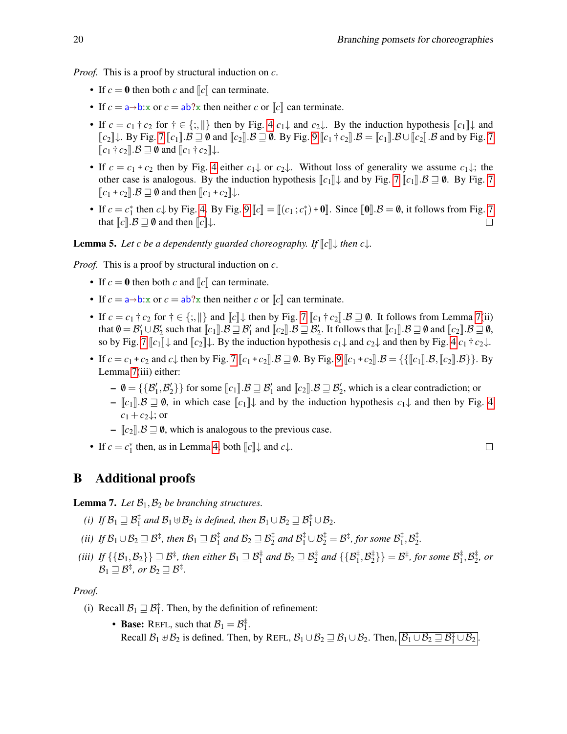*Proof.* This is a proof by structural induction on $c$.

- If $c = \mathbf{0}$ then both $c$ and $[\![c]\!]$ can terminate.
- If $c = \mathsf{a}{\rightarrow}\mathsf{b}{:}\mathsf{x}$ or $c = \mathsf{ab?x}$ then neither $c$ or $[\![c]\!]$ can terminate.
- If $c = c_1 \dagger c_2$ for $\dagger \in \{;, \|\}$ then by Fig. 4 $c_1{\downarrow}$ and $c_2{\downarrow}$. By the induction hypothesis $[\![c_1]\!]{\downarrow}$ and $[\![c_2]\!]{\downarrow}$. By Fig. 7 $[\![c_1]\!].\mathcal{B} \sqsupseteq \emptyset$ and $[\![c_2]\!].\mathcal{B} \sqsupseteq \emptyset$. By Fig. 9 $[\![c_1 \dagger c_2]\!].\mathcal{B} = [\![c_1]\!].\mathcal{B} \cup [\![c_2]\!].\mathcal{B}$ and by Fig. 7 $[\![c_1 \dagger c_2]\!].\mathcal{B} \sqsupseteq \emptyset$ and $[\![c_1 \dagger c_2]\!]{\downarrow}$.
- If $c = c_1 + c_2$ then by Fig. 4 either $c_1{\downarrow}$ or $c_2{\downarrow}$. Without loss of generality we assume $c_1{\downarrow}$; the other case is analogous. By the induction hypothesis $[\![c_1]\!]{\downarrow}$ and by Fig. 7 $[\![c_1]\!].\mathcal{B} \sqsupseteq \emptyset$. By Fig. 7 $[\![c_1 + c_2]\!].\mathcal{B} \sqsupseteq \emptyset$ and then $[\![c_1 + c_2]\!]{\downarrow}$.
- If $c = c_1^*$ then $c{\downarrow}$ by Fig. 4. By Fig. 9 $[\![c]\!] = [\![(c_1 \,; c_1^*) + \mathbf{0}]\!]$. Since $[\![\mathbf{0}]\!].\mathcal{B} = \emptyset$, it follows from Fig. 7 that $[\![c]\!].\mathcal{B} \sqsupseteq \emptyset$ and then $[\![c]\!]{\downarrow}$. □

**Lemma 5.** *Let $c$ be a dependently guarded choreography. If $[\![c]\!]{\downarrow}$ then $c{\downarrow}$.*

*Proof.* This is a proof by structural induction on $c$.

- If $c = \mathbf{0}$ then both $c$ and $[\![c]\!]$ can terminate.
- If $c = \mathsf{a}{\rightarrow}\mathsf{b}{:}\mathsf{x}$ or $c = \mathsf{ab?x}$ then neither $c$ or $[\![c]\!]$ can terminate.
- If $c = c_1 \dagger c_2$ for $\dagger \in \{;, \|\}$ and $[\![c]\!]{\downarrow}$ then by Fig. 7 $[\![c_1 \dagger c_2]\!].\mathcal{B} \sqsupseteq \emptyset$. It follows from Lemma 7(ii) that $\emptyset = \mathcal{B}_1' \cup \mathcal{B}_2'$ such that $[\![c_1]\!].\mathcal{B} \sqsupseteq \mathcal{B}_1'$ and $[\![c_2]\!].\mathcal{B} \sqsupseteq \mathcal{B}_2'$. It follows that $[\![c_1]\!].\mathcal{B} \sqsupseteq \emptyset$ and $[\![c_2]\!].\mathcal{B} \sqsupseteq \emptyset$, so by Fig. 7 $[\![c_1]\!]{\downarrow}$ and $[\![c_2]\!]{\downarrow}$. By the induction hypothesis $c_1{\downarrow}$ and $c_2{\downarrow}$ and then by Fig. 4 $c_1 \dagger c_2{\downarrow}$.
- If $c = c_1 + c_2$ and $c{\downarrow}$ then by Fig. 7 $[\![c_1 + c_2]\!].\mathcal{B} \sqsupseteq \emptyset$. By Fig. 9 $[\![c_1 + c_2]\!].\mathcal{B} = \{\{[\![c_1]\!].\mathcal{B}, [\![c_2]\!].\mathcal{B}\}\}$. By Lemma 7(iii) either:
  - $\emptyset = \{\{\mathcal{B}_1', \mathcal{B}_2'\}\}$ for some $[\![c_1]\!].\mathcal{B} \sqsupseteq \mathcal{B}_1'$ and $[\![c_2]\!].\mathcal{B} \sqsupseteq \mathcal{B}_2'$, which is a clear contradiction; or
  - $[\![c_1]\!].\mathcal{B} \sqsupseteq \emptyset$, in which case $[\![c_1]\!]{\downarrow}$ and by the induction hypothesis $c_1{\downarrow}$ and then by Fig. 4 $c_1 + c_2{\downarrow}$; or
  - $[\![c_2]\!].\mathcal{B} \sqsupseteq \emptyset$, which is analogous to the previous case.
- If $c = c_1^*$ then, as in Lemma 4, both $[\![c]\!]{\downarrow}$ and $c{\downarrow}$. □

# B Additional proofs

**Lemma 7.** *Let $\mathcal{B}_1, \mathcal{B}_2$ be branching structures.*

*(i) If $\mathcal{B}_1 \sqsupseteq \mathcal{B}_1^\ddagger$ and $\mathcal{B}_1 \uplus \mathcal{B}_2$ is defined, then $\mathcal{B}_1 \cup \mathcal{B}_2 \sqsupseteq \mathcal{B}_1^\ddagger \cup \mathcal{B}_2$.*

*(ii) If $\mathcal{B}_1 \cup \mathcal{B}_2 \sqsupseteq \mathcal{B}^\ddagger$, then $\mathcal{B}_1 \sqsupseteq \mathcal{B}_1^\ddagger$ and $\mathcal{B}_2 \sqsupseteq \mathcal{B}_2^\ddagger$ and $\mathcal{B}_1^\ddagger \cup \mathcal{B}_2^\ddagger = \mathcal{B}^\ddagger$, for some $\mathcal{B}_1^\ddagger, \mathcal{B}_2^\ddagger$.*

*(iii) If $\{\{\mathcal{B}_1, \mathcal{B}_2\}\} \sqsupseteq \mathcal{B}^\ddagger$, then either $\mathcal{B}_1 \sqsupseteq \mathcal{B}_1^\ddagger$ and $\mathcal{B}_2 \sqsupseteq \mathcal{B}_2^\ddagger$ and $\{\{\mathcal{B}_1^\ddagger, \mathcal{B}_2^\ddagger\}\} = \mathcal{B}^\ddagger$, for some $\mathcal{B}_1^\ddagger, \mathcal{B}_2^\ddagger$, or $\mathcal{B}_1 \sqsupseteq \mathcal{B}^\ddagger$, or $\mathcal{B}_2 \sqsupseteq \mathcal{B}^\ddagger$.*

*Proof.*

(i) Recall $\mathcal{B}_1 \sqsupseteq \mathcal{B}_1^\ddagger$. Then, by the definition of refinement:

- **Base:** REFL, such that $\mathcal{B}_1 = \mathcal{B}_1^\ddagger$.
  Recall $\mathcal{B}_1 \uplus \mathcal{B}_2$ is defined. Then, by REFL, $\mathcal{B}_1 \cup \mathcal{B}_2 \sqsupseteq \mathcal{B}_1 \cup \mathcal{B}_2$. Then, $\boxed{\mathcal{B}_1 \cup \mathcal{B}_2 \sqsupseteq \mathcal{B}_1^\ddagger \cup \mathcal{B}_2}$.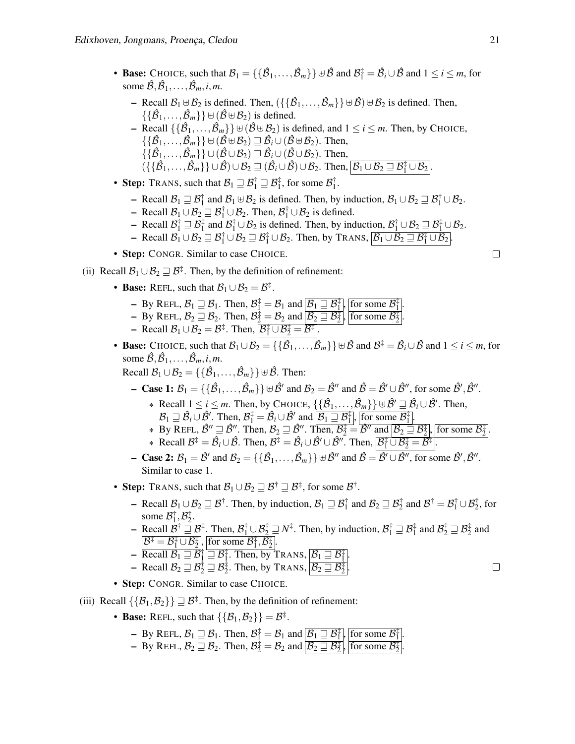- **Base:** CHOICE, such that $\mathcal{B}_1 = \{\{\hat{\mathcal{B}}_1,\ldots,\hat{\mathcal{B}}_m\}\} \uplus \hat{\mathcal{B}}$ and $\mathcal{B}_1^\ddagger = \hat{\mathcal{B}}_i \cup \hat{\mathcal{B}}$ and $1 \le i \le m$, for some $\hat{\mathcal{B}}, \hat{\mathcal{B}}_1,\ldots,\hat{\mathcal{B}}_m, i, m$.
  - Recall $\mathcal{B}_1 \uplus \mathcal{B}_2$ is defined. Then, $(\{\{\hat{\mathcal{B}}_1,\ldots,\hat{\mathcal{B}}_m\}\} \uplus \hat{\mathcal{B}}) \uplus \mathcal{B}_2$ is defined. Then, $\{\{\hat{\mathcal{B}}_1,\ldots,\hat{\mathcal{B}}_m\}\} \uplus (\hat{\mathcal{B}} \uplus \mathcal{B}_2)$ is defined.
  - Recall $\{\{\hat{\mathcal{B}}_1,\ldots,\hat{\mathcal{B}}_m\}\} \uplus (\hat{\mathcal{B}} \uplus \mathcal{B}_2)$ is defined, and $1 \le i \le m$. Then, by CHOICE, $\{\{\hat{\mathcal{B}}_1,\ldots,\hat{\mathcal{B}}_m\}\} \uplus (\hat{\mathcal{B}} \uplus \mathcal{B}_2) \sqsupseteq \hat{\mathcal{B}}_i \cup (\hat{\mathcal{B}} \uplus \mathcal{B}_2)$. Then, $\{\{\hat{\mathcal{B}}_1,\ldots,\hat{\mathcal{B}}_m\}\} \cup (\hat{\mathcal{B}} \cup \mathcal{B}_2) \sqsupseteq \hat{\mathcal{B}}_i \cup (\hat{\mathcal{B}} \cup \mathcal{B}_2)$. Then, $(\{\{\hat{\mathcal{B}}_1,\ldots,\hat{\mathcal{B}}_m\}\} \cup \hat{\mathcal{B}}) \cup \mathcal{B}_2 \sqsupseteq (\hat{\mathcal{B}}_i \cup \hat{\mathcal{B}}) \cup \mathcal{B}_2$. Then, $\boxed{\mathcal{B}_1 \cup \mathcal{B}_2 \sqsupseteq \mathcal{B}_1^\ddagger \cup \mathcal{B}_2}$.
- **Step:** TRANS, such that $\mathcal{B}_1 \sqsupseteq \mathcal{B}_1^\dagger \sqsupseteq \mathcal{B}_1^\ddagger$, for some $\mathcal{B}_1^\dagger$.
  - Recall $\mathcal{B}_1 \sqsupseteq \mathcal{B}_1^\dagger$ and $\mathcal{B}_1 \uplus \mathcal{B}_2$ is defined. Then, by induction, $\mathcal{B}_1 \cup \mathcal{B}_2 \sqsupseteq \mathcal{B}_1^\dagger \cup \mathcal{B}_2$.
  - Recall $\mathcal{B}_1 \cup \mathcal{B}_2 \sqsupseteq \mathcal{B}_1^\dagger \cup \mathcal{B}_2$. Then, $\mathcal{B}_1^\dagger \cup \mathcal{B}_2$ is defined.
  - Recall $\mathcal{B}_1^\dagger \sqsupseteq \mathcal{B}_1^\ddagger$ and $\mathcal{B}_1^\dagger \cup \mathcal{B}_2$ is defined. Then, by induction, $\mathcal{B}_1^\dagger \cup \mathcal{B}_2 \sqsupseteq \mathcal{B}_1^\ddagger \cup \mathcal{B}_2$.
  - Recall $\mathcal{B}_1 \cup \mathcal{B}_2 \sqsupseteq \mathcal{B}_1^\dagger \cup \mathcal{B}_2 \sqsupseteq \mathcal{B}_1^\ddagger \cup \mathcal{B}_2$. Then, by TRANS, $\boxed{\mathcal{B}_1 \cup \mathcal{B}_2 \sqsupseteq \mathcal{B}_1^\ddagger \cup \mathcal{B}_2}$.
- **Step:** CONGR. Similar to case CHOICE. □

(ii) Recall $\mathcal{B}_1 \cup \mathcal{B}_2 \sqsupseteq \mathcal{B}^\ddagger$. Then, by the definition of refinement:

- **Base:** REFL, such that $\mathcal{B}_1 \cup \mathcal{B}_2 = \mathcal{B}^\ddagger$.
  - By REFL, $\mathcal{B}_1 \sqsupseteq \mathcal{B}_1$. Then, $\mathcal{B}_1^\ddagger = \mathcal{B}_1$ and $\boxed{\mathcal{B}_1 \sqsupseteq \mathcal{B}_1^\ddagger}$, $\boxed{\text{for some } \mathcal{B}_1^\ddagger}$.
  - By REFL, $\mathcal{B}_2 \sqsupseteq \mathcal{B}_2$. Then, $\mathcal{B}_2^\ddagger = \mathcal{B}_2$ and $\boxed{\mathcal{B}_2 \sqsupseteq \mathcal{B}_2^\ddagger}$, $\boxed{\text{for some } \mathcal{B}_2^\ddagger}$.
  - Recall $\mathcal{B}_1 \cup \mathcal{B}_2 = \mathcal{B}^\ddagger$. Then, $\boxed{\mathcal{B}_1^\ddagger \cup \mathcal{B}_2^\ddagger = \mathcal{B}^\ddagger}$.
- **Base:** CHOICE, such that $\mathcal{B}_1 \cup \mathcal{B}_2 = \{\{\hat{\mathcal{B}}_1,\ldots,\hat{\mathcal{B}}_m\}\} \uplus \hat{\mathcal{B}}$ and $\mathcal{B}^\ddagger = \hat{\mathcal{B}}_i \cup \hat{\mathcal{B}}$ and $1 \le i \le m$, for some $\hat{\mathcal{B}}, \hat{\mathcal{B}}_1,\ldots,\hat{\mathcal{B}}_m, i, m$.
  Recall $\mathcal{B}_1 \cup \mathcal{B}_2 = \{\{\hat{\mathcal{B}}_1,\ldots,\hat{\mathcal{B}}_m\}\} \uplus \hat{\mathcal{B}}$. Then:
  - **Case 1:** $\mathcal{B}_1 = \{\{\hat{\mathcal{B}}_1,\ldots,\hat{\mathcal{B}}_m\}\} \uplus \hat{\mathcal{B}}'$ and $\mathcal{B}_2 = \hat{\mathcal{B}}''$ and $\hat{\mathcal{B}} = \hat{\mathcal{B}}' \cup \hat{\mathcal{B}}''$, for some $\hat{\mathcal{B}}', \hat{\mathcal{B}}''$.
    - Recall $1 \le i \le m$. Then, by CHOICE, $\{\{\hat{\mathcal{B}}_1,\ldots,\hat{\mathcal{B}}_m\}\} \uplus \hat{\mathcal{B}}' \sqsupseteq \hat{\mathcal{B}}_i \cup \hat{\mathcal{B}}'$. Then, $\mathcal{B}_1 \sqsupseteq \hat{\mathcal{B}}_i \cup \hat{\mathcal{B}}'$. Then, $\mathcal{B}_1^\ddagger = \hat{\mathcal{B}}_i \cup \hat{\mathcal{B}}'$ and $\boxed{\mathcal{B}_1 \sqsupseteq \mathcal{B}_1^\ddagger}$, $\boxed{\text{for some } \mathcal{B}_1^\ddagger}$.
    - By REFL, $\hat{\mathcal{B}}'' \sqsupseteq \hat{\mathcal{B}}''$. Then, $\mathcal{B}_2 \sqsupseteq \hat{\mathcal{B}}''$. Then, $\mathcal{B}_2^\ddagger = \hat{\mathcal{B}}''$ and $\boxed{\mathcal{B}_2 \sqsupseteq \mathcal{B}_2^\ddagger}$, $\boxed{\text{for some } \mathcal{B}_2^\ddagger}$.
    - Recall $\mathcal{B}^\ddagger = \hat{\mathcal{B}}_i \cup \hat{\mathcal{B}}$. Then, $\mathcal{B}^\ddagger = \hat{\mathcal{B}}_i \cup \hat{\mathcal{B}}' \cup \hat{\mathcal{B}}''$. Then, $\boxed{\mathcal{B}_1^\ddagger \cup \mathcal{B}_2^\ddagger = \mathcal{B}^\ddagger}$.
  - **Case 2:** $\mathcal{B}_1 = \hat{\mathcal{B}}'$ and $\mathcal{B}_2 = \{\{\hat{\mathcal{B}}_1,\ldots,\hat{\mathcal{B}}_m\}\} \uplus \hat{\mathcal{B}}''$ and $\hat{\mathcal{B}} = \hat{\mathcal{B}}' \cup \hat{\mathcal{B}}''$, for some $\hat{\mathcal{B}}', \hat{\mathcal{B}}''$. Similar to case 1.
- **Step:** TRANS, such that $\mathcal{B}_1 \cup \mathcal{B}_2 \sqsupseteq \mathcal{B}^\dagger \sqsupseteq \mathcal{B}^\ddagger$, for some $\mathcal{B}^\dagger$.
  - Recall $\mathcal{B}_1 \cup \mathcal{B}_2 \sqsupseteq \mathcal{B}^\dagger$. Then, by induction, $\mathcal{B}_1 \sqsupseteq \mathcal{B}_1^\dagger$ and $\mathcal{B}_2 \sqsupseteq \mathcal{B}_2^\dagger$ and $\mathcal{B}^\dagger = \mathcal{B}_1^\dagger \cup \mathcal{B}_2^\dagger$, for some $\mathcal{B}_1^\dagger, \mathcal{B}_2^\dagger$.
  - Recall $\mathcal{B}^\dagger \sqsupseteq \mathcal{B}^\ddagger$. Then, $\mathcal{B}_1^\dagger \cup \mathcal{B}_2^\dagger \sqsupseteq N^\ddagger$. Then, by induction, $\mathcal{B}_1^\dagger \sqsupseteq \mathcal{B}_1^\ddagger$ and $\mathcal{B}_2^\dagger \sqsupseteq \mathcal{B}_2^\ddagger$ and $\boxed{\mathcal{B}^\ddagger = \mathcal{B}_1^\ddagger \cup \mathcal{B}_2^\ddagger}$, $\boxed{\text{for some } \mathcal{B}_1^\ddagger, \mathcal{B}_2^\ddagger}$.
  - Recall $\mathcal{B}_1 \sqsupseteq \mathcal{B}_1^\dagger \sqsupseteq \mathcal{B}_1^\ddagger$. Then, by TRANS, $\boxed{\mathcal{B}_1 \sqsupseteq \mathcal{B}_1^\ddagger}$.
  - Recall $\mathcal{B}_2 \sqsupseteq \mathcal{B}_2^\dagger \sqsupseteq \mathcal{B}_2^\ddagger$. Then, by TRANS, $\boxed{\mathcal{B}_2 \sqsupseteq \mathcal{B}_2^\ddagger}$. □
- **Step:** CONGR. Similar to case CHOICE.

(iii) Recall $\{\{\mathcal{B}_1, \mathcal{B}_2\}\} \sqsupseteq \mathcal{B}^\ddagger$. Then, by the definition of refinement:

- **Base:** REFL, such that $\{\{\mathcal{B}_1, \mathcal{B}_2\}\} = \mathcal{B}^\ddagger$.
  - By REFL, $\mathcal{B}_1 \sqsupseteq \mathcal{B}_1$. Then, $\mathcal{B}_1^\ddagger = \mathcal{B}_1$ and $\boxed{\mathcal{B}_1 \sqsupseteq \mathcal{B}_1^\ddagger}$, $\boxed{\text{for some } \mathcal{B}_1^\ddagger}$.
  - By REFL, $\mathcal{B}_2 \sqsupseteq \mathcal{B}_2$. Then, $\mathcal{B}_2^\ddagger = \mathcal{B}_2$ and $\boxed{\mathcal{B}_2 \sqsupseteq \mathcal{B}_2^\ddagger}$, $\boxed{\text{for some } \mathcal{B}_2^\ddagger}$.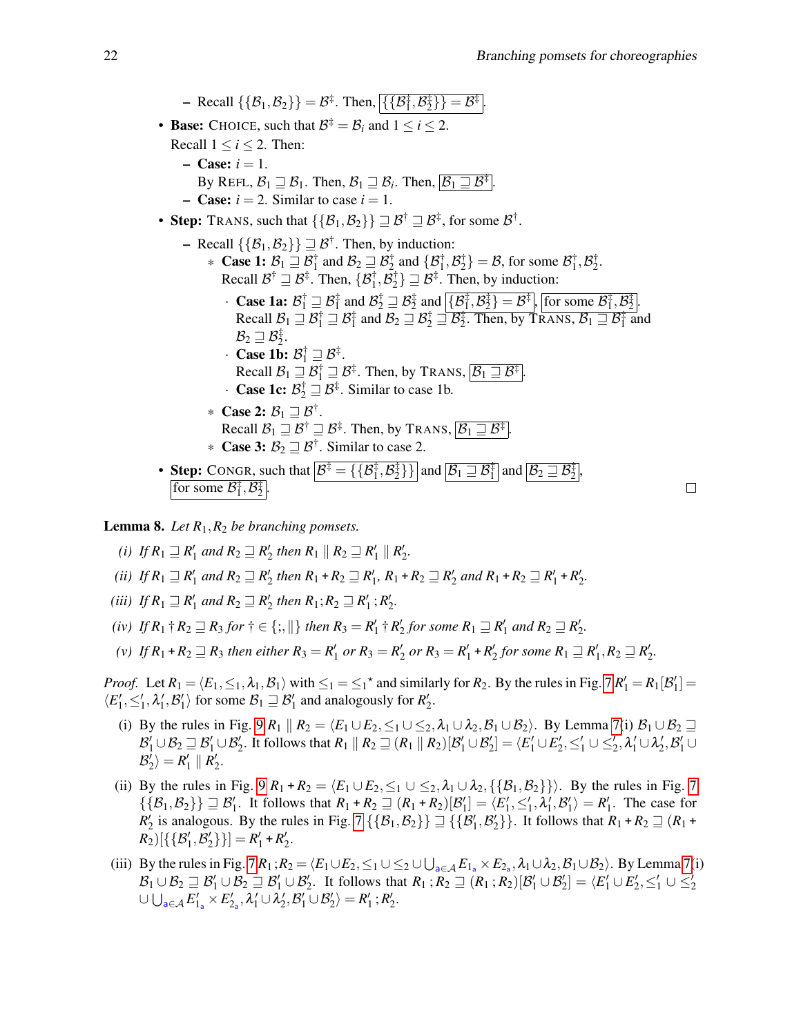– Recall $\{\{\mathcal{B}_1,\mathcal{B}_2\}\} = \mathcal{B}^\ddagger$. Then, $\boxed{\{\{\mathcal{B}_1^\ddagger,\mathcal{B}_2^\ddagger\}\} = \mathcal{B}^\ddagger}$.

- **Base:** CHOICE, such that $\mathcal{B}^\ddagger = \mathcal{B}_i$ and $1 \leq i \leq 2$.
  Recall $1 \leq i \leq 2$. Then:
  – **Case:** $i = 1$.
  By REFL, $\mathcal{B}_1 \sqsupseteq \mathcal{B}_1$. Then, $\mathcal{B}_1 \sqsupseteq \mathcal{B}_i$. Then, $\boxed{\mathcal{B}_1 \sqsupseteq \mathcal{B}^\ddagger}$.
  – **Case:** $i = 2$. Similar to case $i = 1$.
- **Step:** TRANS, such that $\{\{\mathcal{B}_1,\mathcal{B}_2\}\} \sqsupseteq \mathcal{B}^\dagger \sqsupseteq \mathcal{B}^\ddagger$, for some $\mathcal{B}^\dagger$.
  – Recall $\{\{\mathcal{B}_1,\mathcal{B}_2\}\} \sqsupseteq \mathcal{B}^\dagger$. Then, by induction:
    * **Case 1:** $\mathcal{B}_1 \sqsupseteq \mathcal{B}_1^\dagger$ and $\mathcal{B}_2 \sqsupseteq \mathcal{B}_2^\dagger$ and $\{\mathcal{B}_1^\dagger,\mathcal{B}_2^\dagger\} = \mathcal{B}$, for some $\mathcal{B}_1^\dagger,\mathcal{B}_2^\dagger$.
    Recall $\mathcal{B}^\dagger \sqsupseteq \mathcal{B}^\ddagger$. Then, $\{\mathcal{B}_1^\dagger,\mathcal{B}_2^\dagger\} \sqsupseteq \mathcal{B}^\ddagger$. Then, by induction:
      · **Case 1a:** $\mathcal{B}_1^\dagger \sqsupseteq \mathcal{B}_1^\ddagger$ and $\mathcal{B}_2^\dagger \sqsupseteq \mathcal{B}_2^\ddagger$ and $\boxed{\{\mathcal{B}_1^\ddagger,\mathcal{B}_2^\ddagger\} = \mathcal{B}^\ddagger}$, $\boxed{\text{for some } \mathcal{B}_1^\ddagger,\mathcal{B}_2^\ddagger}$.
      Recall $\mathcal{B}_1 \sqsupseteq \mathcal{B}_1^\dagger \sqsupseteq \mathcal{B}_1^\ddagger$ and $\mathcal{B}_2 \sqsupseteq \mathcal{B}_2^\dagger \sqsupseteq \mathcal{B}_2^\ddagger$. Then, by TRANS, $\mathcal{B}_1 \sqsupseteq \mathcal{B}_1^\ddagger$ and $\mathcal{B}_2 \sqsupseteq \mathcal{B}_2^\ddagger$.
      · **Case 1b:** $\mathcal{B}_1^\dagger \sqsupseteq \mathcal{B}^\ddagger$.
      Recall $\mathcal{B}_1 \sqsupseteq \mathcal{B}_1^\dagger \sqsupseteq \mathcal{B}^\ddagger$. Then, by TRANS, $\boxed{\mathcal{B}_1 \sqsupseteq \mathcal{B}^\ddagger}$.
      · **Case 1c:** $\mathcal{B}_2^\dagger \sqsupseteq \mathcal{B}^\ddagger$. Similar to case 1b.
    * **Case 2:** $\mathcal{B}_1 \sqsupseteq \mathcal{B}^\dagger$.
    Recall $\mathcal{B}_1 \sqsupseteq \mathcal{B}^\dagger \sqsupseteq \mathcal{B}^\ddagger$. Then, by TRANS, $\boxed{\mathcal{B}_1 \sqsupseteq \mathcal{B}^\ddagger}$.
    * **Case 3:** $\mathcal{B}_2 \sqsupseteq \mathcal{B}^\dagger$. Similar to case 2.
- **Step:** CONGR, such that $\boxed{\mathcal{B}^\ddagger = \{\{\mathcal{B}_1^\ddagger,\mathcal{B}_2^\ddagger\}\}}$ and $\boxed{\mathcal{B}_1 \sqsupseteq \mathcal{B}_1^\ddagger}$ and $\boxed{\mathcal{B}_2 \sqsupseteq \mathcal{B}_2^\ddagger}$, $\boxed{\text{for some } \mathcal{B}_1^\ddagger,\mathcal{B}_2^\ddagger}$. □

**Lemma 8.** *Let $R_1, R_2$ be branching pomsets.*

*(i) If $R_1 \sqsupseteq R_1'$ and $R_2 \sqsupseteq R_2'$ then $R_1 \parallel R_2 \sqsupseteq R_1' \parallel R_2'$.*

*(ii) If $R_1 \sqsupseteq R_1'$ and $R_2 \sqsupseteq R_2'$ then $R_1 + R_2 \sqsupseteq R_1'$, $R_1 + R_2 \sqsupseteq R_2'$ and $R_1 + R_2 \sqsupseteq R_1' + R_2'$.*

*(iii) If $R_1 \sqsupseteq R_1'$ and $R_2 \sqsupseteq R_2'$ then $R_1 ; R_2 \sqsupseteq R_1' ; R_2'$.*

*(iv) If $R_1 \dagger R_2 \sqsupseteq R_3$ for $\dagger \in \{;, \parallel\}$ then $R_3 = R_1' \dagger R_2'$ for some $R_1 \sqsupseteq R_1'$ and $R_2 \sqsupseteq R_2'$.*

*(v) If $R_1 + R_2 \sqsupseteq R_3$ then either $R_3 = R_1'$ or $R_3 = R_2'$ or $R_3 = R_1' + R_2'$ for some $R_1 \sqsupseteq R_1', R_2 \sqsupseteq R_2'$.*

*Proof.* Let $R_1 = \langle E_1, \leq_1, \lambda_1, \mathcal{B}_1\rangle$ with $\leq_1 = \leq_1^\star$ and similarly for $R_2$. By the rules in Fig. 7 $R_1' = R_1[\mathcal{B}_1'] = \langle E_1', \leq_1', \lambda_1', \mathcal{B}_1'\rangle$ for some $\mathcal{B}_1 \sqsupseteq \mathcal{B}_1'$ and analogously for $R_2'$.

(i) By the rules in Fig. 9 $R_1 \parallel R_2 = \langle E_1 \cup E_2, \leq_1 \cup \leq_2, \lambda_1 \cup \lambda_2, \mathcal{B}_1 \cup \mathcal{B}_2\rangle$. By Lemma 7(i) $\mathcal{B}_1 \cup \mathcal{B}_2 \sqsupseteq \mathcal{B}_1' \cup \mathcal{B}_2 \sqsupseteq \mathcal{B}_1' \cup \mathcal{B}_2'$. It follows that $R_1 \parallel R_2 \sqsupseteq (R_1 \parallel R_2)[\mathcal{B}_1' \cup \mathcal{B}_2'] = \langle E_1' \cup E_2', \leq_1' \cup \leq_2', \lambda_1' \cup \lambda_2', \mathcal{B}_1' \cup \mathcal{B}_2'\rangle = R_1' \parallel R_2'$.

(ii) By the rules in Fig. 9 $R_1 + R_2 = \langle E_1 \cup E_2, \leq_1 \cup \leq_2, \lambda_1 \cup \lambda_2, \{\{\mathcal{B}_1, \mathcal{B}_2\}\}\rangle$. By the rules in Fig. 7 $\{\{\mathcal{B}_1, \mathcal{B}_2\}\} \sqsupseteq \mathcal{B}_1'$. It follows that $R_1 + R_2 \sqsupseteq (R_1 + R_2)[\mathcal{B}_1'] = \langle E_1', \leq_1', \lambda_1', \mathcal{B}_1'\rangle = R_1'$. The case for $R_2'$ is analogous. By the rules in Fig. 7 $\{\{\mathcal{B}_1, \mathcal{B}_2\}\} \sqsupseteq \{\{\mathcal{B}_1', \mathcal{B}_2'\}\}$. It follows that $R_1 + R_2 \sqsupseteq (R_1 + R_2)[\{\{\mathcal{B}_1', \mathcal{B}_2'\}\}] = R_1' + R_2'$.

(iii) By the rules in Fig. 7 $R_1 ; R_2 = \langle E_1 \cup E_2, \leq_1 \cup \leq_2 \cup \bigcup_{\mathsf{a} \in \mathcal{A}} E_{1_\mathsf{a}} \times E_{2_\mathsf{a}}, \lambda_1 \cup \lambda_2, \mathcal{B}_1 \cup \mathcal{B}_2\rangle$. By Lemma 7(i) $\mathcal{B}_1 \cup \mathcal{B}_2 \sqsupseteq \mathcal{B}_1' \cup \mathcal{B}_2 \sqsupseteq \mathcal{B}_1' \cup \mathcal{B}_2'$. It follows that $R_1 ; R_2 \sqsupseteq (R_1 ; R_2)[\mathcal{B}_1' \cup \mathcal{B}_2'] = \langle E_1' \cup E_2', \leq_1' \cup \leq_2' \cup \bigcup_{\mathsf{a} \in \mathcal{A}} E_{1_\mathsf{a}}' \times E_{2_\mathsf{a}}', \lambda_1' \cup \lambda_2', \mathcal{B}_1' \cup \mathcal{B}_2'\rangle = R_1' ; R_2'$.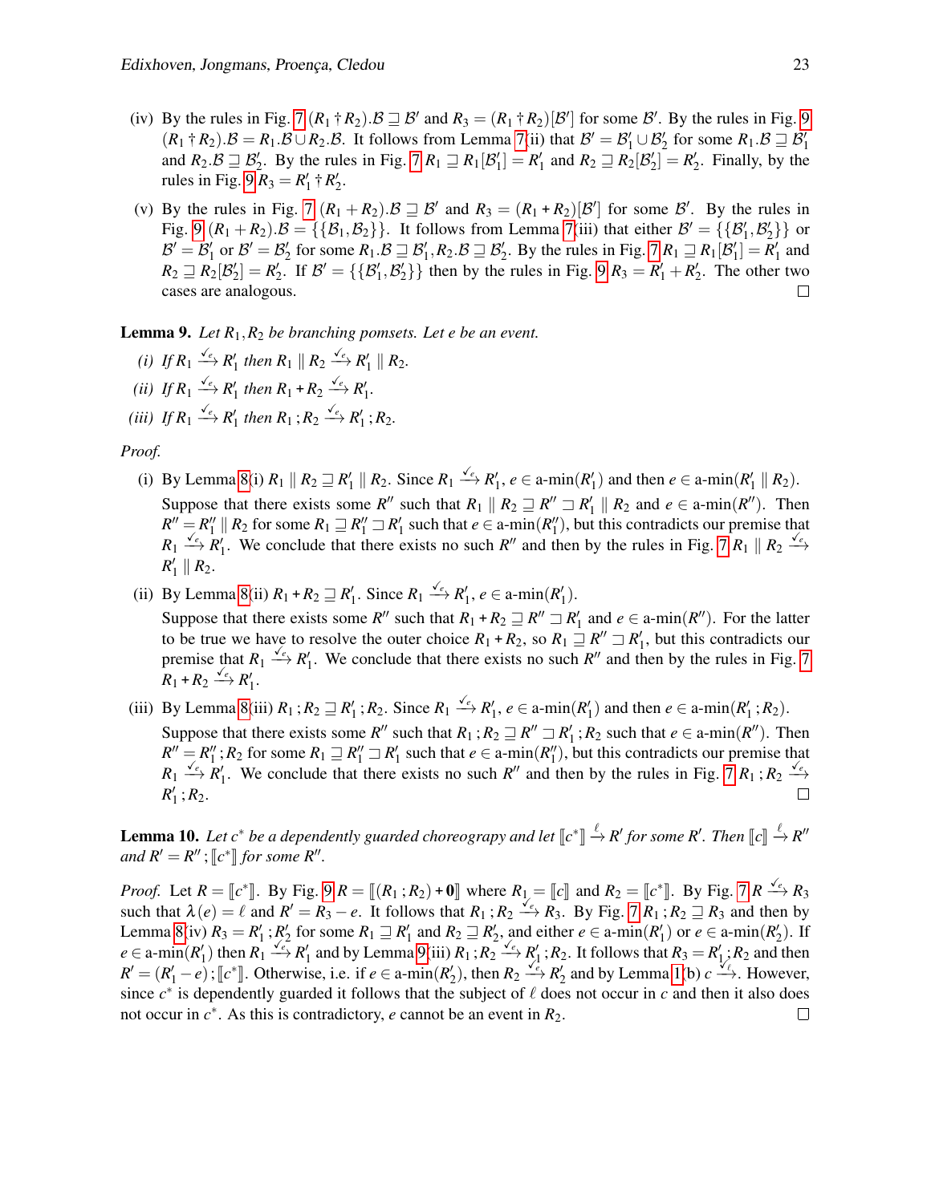(iv) By the rules in Fig. 7 $(R_1 \dagger R_2).\mathcal{B} \sqsupseteq \mathcal{B}'$ and $R_3 = (R_1 \dagger R_2)[\mathcal{B}']$ for some $\mathcal{B}'$. By the rules in Fig. 9 $(R_1 \dagger R_2).\mathcal{B} = R_1.\mathcal{B} \cup R_2.\mathcal{B}$. It follows from Lemma 7(ii) that $\mathcal{B}' = \mathcal{B}'_1 \cup \mathcal{B}'_2$ for some $R_1.\mathcal{B} \sqsupseteq \mathcal{B}'_1$ and $R_2.\mathcal{B} \sqsupseteq \mathcal{B}'_2$. By the rules in Fig. 7 $R_1 \sqsupseteq R_1[\mathcal{B}'_1] = R'_1$ and $R_2 \sqsupseteq R_2[\mathcal{B}'_2] = R'_2$. Finally, by the rules in Fig. 9 $R_3 = R'_1 \dagger R'_2$.

(v) By the rules in Fig. 7 $(R_1 + R_2).\mathcal{B} \sqsupseteq \mathcal{B}'$ and $R_3 = (R_1 + R_2)[\mathcal{B}']$ for some $\mathcal{B}'$. By the rules in Fig. 9 $(R_1 + R_2).\mathcal{B} = \{\{\mathcal{B}_1, \mathcal{B}_2\}\}$. It follows from Lemma 7(iii) that either $\mathcal{B}' = \{\{\mathcal{B}'_1, \mathcal{B}'_2\}\}$ or $\mathcal{B}' = \mathcal{B}'_1$ or $\mathcal{B}' = \mathcal{B}'_2$ for some $R_1.\mathcal{B} \sqsupseteq \mathcal{B}'_1, R_2.\mathcal{B} \sqsupseteq \mathcal{B}'_2$. By the rules in Fig. 7 $R_1 \sqsupseteq R_1[\mathcal{B}'_1] = R'_1$ and $R_2 \sqsupseteq R_2[\mathcal{B}'_2] = R'_2$. If $\mathcal{B}' = \{\{\mathcal{B}'_1, \mathcal{B}'_2\}\}$ then by the rules in Fig. 9 $R_3 = R'_1 + R'_2$. The other two cases are analogous. □

**Lemma 9.** *Let $R_1, R_2$ be branching pomsets. Let $e$ be an event.*

*(i) If $R_1 \xrightarrow{\checkmark_e} R'_1$ then $R_1 \parallel R_2 \xrightarrow{\checkmark_e} R'_1 \parallel R_2$.*

*(ii) If $R_1 \xrightarrow{\checkmark_e} R'_1$ then $R_1 + R_2 \xrightarrow{\checkmark_e} R'_1$.*

*(iii) If $R_1 \xrightarrow{\checkmark_e} R'_1$ then $R_1 ; R_2 \xrightarrow{\checkmark_e} R'_1 ; R_2$.*

*Proof.*

(i) By Lemma 8(i) $R_1 \parallel R_2 \sqsupseteq R'_1 \parallel R_2$. Since $R_1 \xrightarrow{\checkmark_e} R'_1$, $e \in \text{a-min}(R'_1)$ and then $e \in \text{a-min}(R'_1 \parallel R_2)$.
Suppose that there exists some $R''$ such that $R_1 \parallel R_2 \sqsupseteq R'' \sqsupset R'_1 \parallel R_2$ and $e \in \text{a-min}(R'')$. Then $R'' = R''_1 \parallel R_2$ for some $R_1 \sqsupseteq R''_1 \sqsupset R'_1$ such that $e \in \text{a-min}(R''_1)$, but this contradicts our premise that $R_1 \xrightarrow{\checkmark_e} R'_1$. We conclude that there exists no such $R''$ and then by the rules in Fig. 7 $R_1 \parallel R_2 \xrightarrow{\checkmark_e} R'_1 \parallel R_2$.

(ii) By Lemma 8(ii) $R_1 + R_2 \sqsupseteq R'_1$. Since $R_1 \xrightarrow{\checkmark_e} R'_1$, $e \in \text{a-min}(R'_1)$.
Suppose that there exists some $R''$ such that $R_1 + R_2 \sqsupseteq R'' \sqsupset R'_1$ and $e \in \text{a-min}(R'')$. For the latter to be true we have to resolve the outer choice $R_1 + R_2$, so $R_1 \sqsupseteq R'' \sqsupset R'_1$, but this contradicts our premise that $R_1 \xrightarrow{\checkmark_e} R'_1$. We conclude that there exists no such $R''$ and then by the rules in Fig. 7 $R_1 + R_2 \xrightarrow{\checkmark_e} R'_1$.

(iii) By Lemma 8(iii) $R_1 ; R_2 \sqsupseteq R'_1 ; R_2$. Since $R_1 \xrightarrow{\checkmark_e} R'_1$, $e \in \text{a-min}(R'_1)$ and then $e \in \text{a-min}(R'_1 ; R_2)$.
Suppose that there exists some $R''$ such that $R_1 ; R_2 \sqsupseteq R'' \sqsupset R'_1 ; R_2$ such that $e \in \text{a-min}(R'')$. Then $R'' = R''_1 ; R_2$ for some $R_1 \sqsupseteq R''_1 \sqsupset R'_1$ such that $e \in \text{a-min}(R''_1)$, but this contradicts our premise that $R_1 \xrightarrow{\checkmark_e} R'_1$. We conclude that there exists no such $R''$ and then by the rules in Fig. 7 $R_1 ; R_2 \xrightarrow{\checkmark_e} R'_1 ; R_2$. □

**Lemma 10.** *Let $c^*$ be a dependently guarded choreograpy and let $[\![c^*]\!] \xrightarrow{\ell} R'$ for some $R'$. Then $[\![c]\!] \xrightarrow{\ell} R''$ and $R' = R'' ; [\![c^*]\!]$ for some $R''$.*

*Proof.* Let $R = [\![c^*]\!]$. By Fig. 9 $R = [\![(R_1 ; R_2) + \mathbf{0}]\!]$ where $R_1 = [\![c]\!]$ and $R_2 = [\![c^*]\!]$. By Fig. 7 $R \xrightarrow{\checkmark_e} R_3$ such that $\lambda(e) = \ell$ and $R' = R_3 - e$. It follows that $R_1 ; R_2 \xrightarrow{\checkmark_e} R_3$. By Fig. 7 $R_1 ; R_2 \sqsupseteq R_3$ and then by Lemma 8(iv) $R_3 = R'_1 ; R'_2$ for some $R_1 \sqsupseteq R'_1$ and $R_2 \sqsupseteq R'_2$, and either $e \in \text{a-min}(R'_1)$ or $e \in \text{a-min}(R'_2)$. If $e \in \text{a-min}(R'_1)$ then $R_1 \xrightarrow{\checkmark_e} R'_1$ and by Lemma 9(iii) $R_1 ; R_2 \xrightarrow{\checkmark_e} R'_1 ; R_2$. It follows that $R_3 = R'_1 ; R_2$ and then $R' = (R'_1 - e) ; [\![c^*]\!]$. Otherwise, i.e. if $e \in \text{a-min}(R'_2)$, then $R_2 \xrightarrow{\checkmark_e} R'_2$ and by Lemma 1(b) $c \xrightarrow{\checkmark_\ell}$. However, since $c^*$ is dependently guarded it follows that the subject of $\ell$ does not occur in $c$ and then it also does not occur in $c^*$. As this is contradictory, $e$ cannot be an event in $R_2$. □